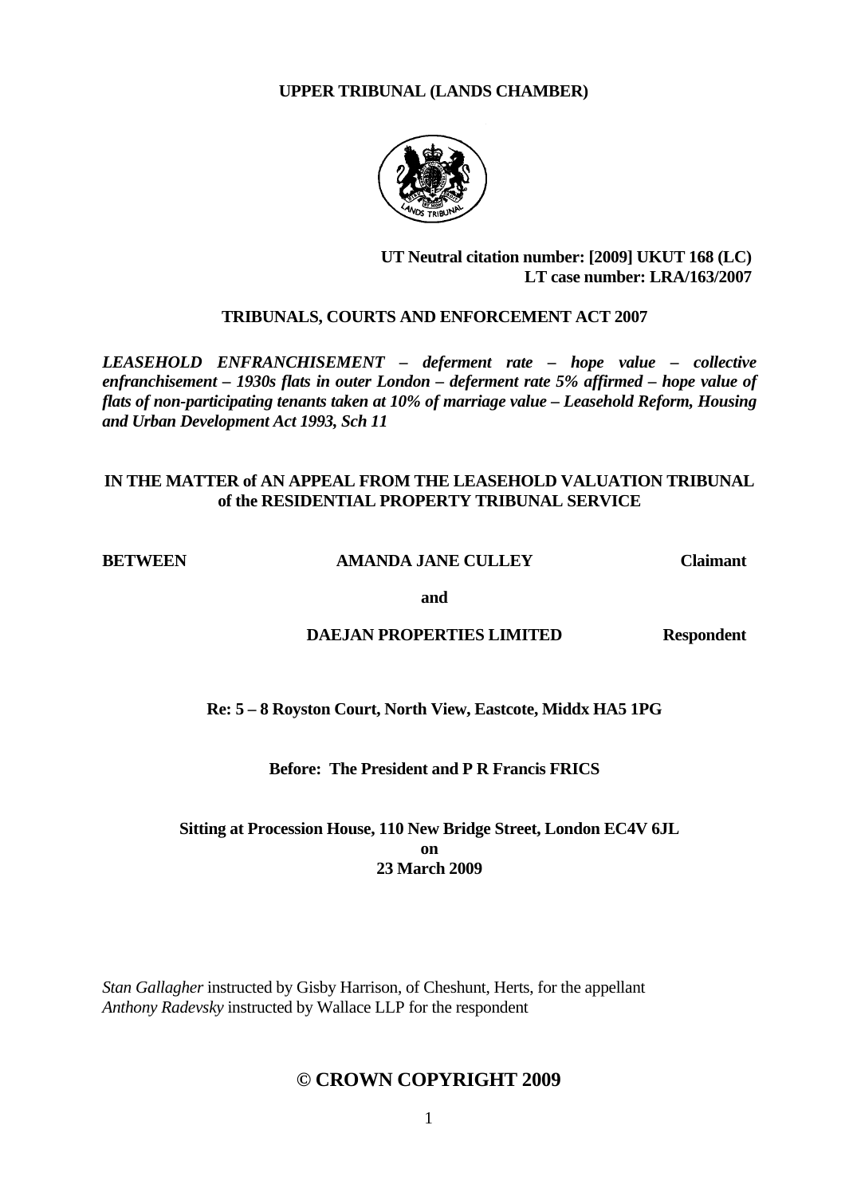**UPPER TRIBUNAL (LANDS CHAMBER)**

**UT Neutral citation number: [2009] UKUT 168 (LC)**
**LT case number: LRA/163/2007**

**TRIBUNALS, COURTS AND ENFORCEMENT ACT 2007**

***LEASEHOLD ENFRANCHISEMENT – deferment rate – hope value – collective enfranchisement – 1930s flats in outer London – deferment rate 5% affirmed – hope value of flats of non-participating tenants taken at 10% of marriage value – Leasehold Reform, Housing and Urban Development Act 1993, Sch 11***

**IN THE MATTER of AN APPEAL FROM THE LEASEHOLD VALUATION TRIBUNAL of the RESIDENTIAL PROPERTY TRIBUNAL SERVICE**

**BETWEEN** **AMANDA JANE CULLEY** **Claimant**

**and**

**DAEJAN PROPERTIES LIMITED** **Respondent**

**Re: 5 – 8 Royston Court, North View, Eastcote, Middx HA5 1PG**

**Before: The President and P R Francis FRICS**

**Sitting at Procession House, 110 New Bridge Street, London EC4V 6JL**
**on**
**23 March 2009**

*Stan Gallagher* instructed by Gisby Harrison, of Cheshunt, Herts, for the appellant
*Anthony Radevsky* instructed by Wallace LLP for the respondent

**© CROWN COPYRIGHT 2009**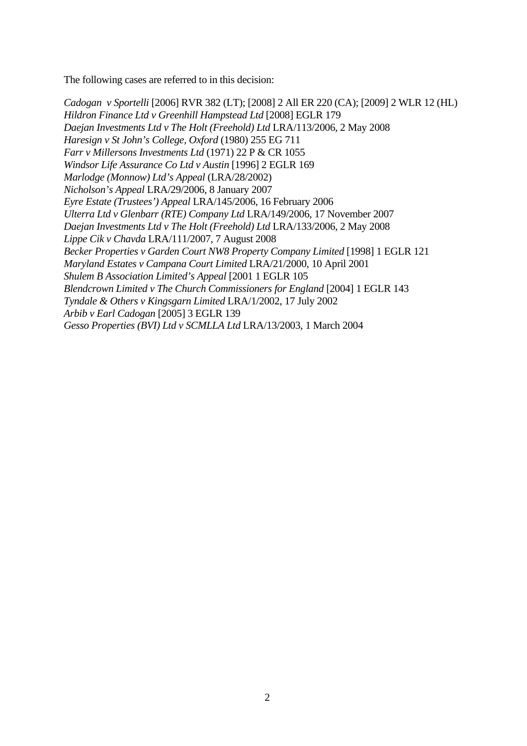The following cases are referred to in this decision:

*Cadogan v Sportelli* [2006] RVR 382 (LT); [2008] 2 All ER 220 (CA); [2009] 2 WLR 12 (HL)
*Hildron Finance Ltd v Greenhill Hampstead Ltd* [2008] EGLR 179
*Daejan Investments Ltd v The Holt (Freehold) Ltd* LRA/113/2006, 2 May 2008
*Haresign v St John's College, Oxford* (1980) 255 EG 711
*Farr v Millersons Investments Ltd* (1971) 22 P & CR 1055
*Windsor Life Assurance Co Ltd v Austin* [1996] 2 EGLR 169
*Marlodge (Monnow) Ltd's Appeal* (LRA/28/2002)
*Nicholson's Appeal* LRA/29/2006, 8 January 2007
*Eyre Estate (Trustees') Appeal* LRA/145/2006, 16 February 2006
*Ulterra Ltd v Glenbarr (RTE) Company Ltd* LRA/149/2006, 17 November 2007
*Daejan Investments Ltd v The Holt (Freehold) Ltd* LRA/133/2006, 2 May 2008
*Lippe Cik v Chavda* LRA/111/2007, 7 August 2008
*Becker Properties v Garden Court NW8 Property Company Limited* [1998] 1 EGLR 121
*Maryland Estates v Campana Court Limited* LRA/21/2000, 10 April 2001
*Shulem B Association Limited's Appeal* [2001 1 EGLR 105
*Blendcrown Limited v The Church Commissioners for England* [2004] 1 EGLR 143
*Tyndale & Others v Kingsgarn Limited* LRA/1/2002, 17 July 2002
*Arbib v Earl Cadogan* [2005] 3 EGLR 139
*Gesso Properties (BVI) Ltd v SCMLLA Ltd* LRA/13/2003, 1 March 2004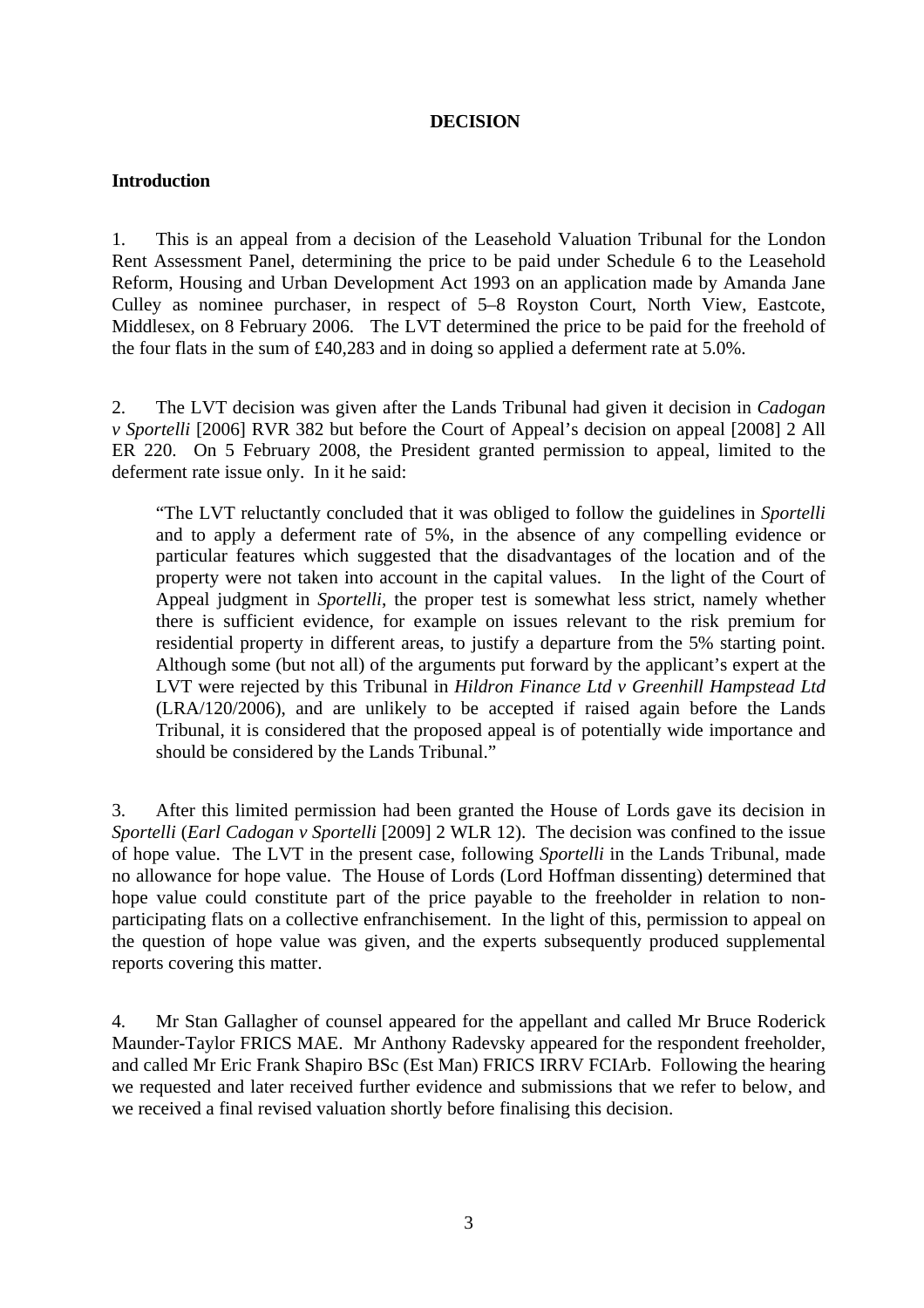**DECISION**

**Introduction**

1. This is an appeal from a decision of the Leasehold Valuation Tribunal for the London Rent Assessment Panel, determining the price to be paid under Schedule 6 to the Leasehold Reform, Housing and Urban Development Act 1993 on an application made by Amanda Jane Culley as nominee purchaser, in respect of 5–8 Royston Court, North View, Eastcote, Middlesex, on 8 February 2006. The LVT determined the price to be paid for the freehold of the four flats in the sum of £40,283 and in doing so applied a deferment rate at 5.0%.

2. The LVT decision was given after the Lands Tribunal had given it decision in *Cadogan v Sportelli* [2006] RVR 382 but before the Court of Appeal's decision on appeal [2008] 2 All ER 220. On 5 February 2008, the President granted permission to appeal, limited to the deferment rate issue only. In it he said:

> "The LVT reluctantly concluded that it was obliged to follow the guidelines in *Sportelli* and to apply a deferment rate of 5%, in the absence of any compelling evidence or particular features which suggested that the disadvantages of the location and of the property were not taken into account in the capital values. In the light of the Court of Appeal judgment in *Sportelli*, the proper test is somewhat less strict, namely whether there is sufficient evidence, for example on issues relevant to the risk premium for residential property in different areas, to justify a departure from the 5% starting point. Although some (but not all) of the arguments put forward by the applicant's expert at the LVT were rejected by this Tribunal in *Hildron Finance Ltd v Greenhill Hampstead Ltd* (LRA/120/2006), and are unlikely to be accepted if raised again before the Lands Tribunal, it is considered that the proposed appeal is of potentially wide importance and should be considered by the Lands Tribunal."

3. After this limited permission had been granted the House of Lords gave its decision in *Sportelli* (*Earl Cadogan v Sportelli* [2009] 2 WLR 12). The decision was confined to the issue of hope value. The LVT in the present case, following *Sportelli* in the Lands Tribunal, made no allowance for hope value. The House of Lords (Lord Hoffman dissenting) determined that hope value could constitute part of the price payable to the freeholder in relation to non-participating flats on a collective enfranchisement. In the light of this, permission to appeal on the question of hope value was given, and the experts subsequently produced supplemental reports covering this matter.

4. Mr Stan Gallagher of counsel appeared for the appellant and called Mr Bruce Roderick Maunder-Taylor FRICS MAE. Mr Anthony Radevsky appeared for the respondent freeholder, and called Mr Eric Frank Shapiro BSc (Est Man) FRICS IRRV FCIArb. Following the hearing we requested and later received further evidence and submissions that we refer to below, and we received a final revised valuation shortly before finalising this decision.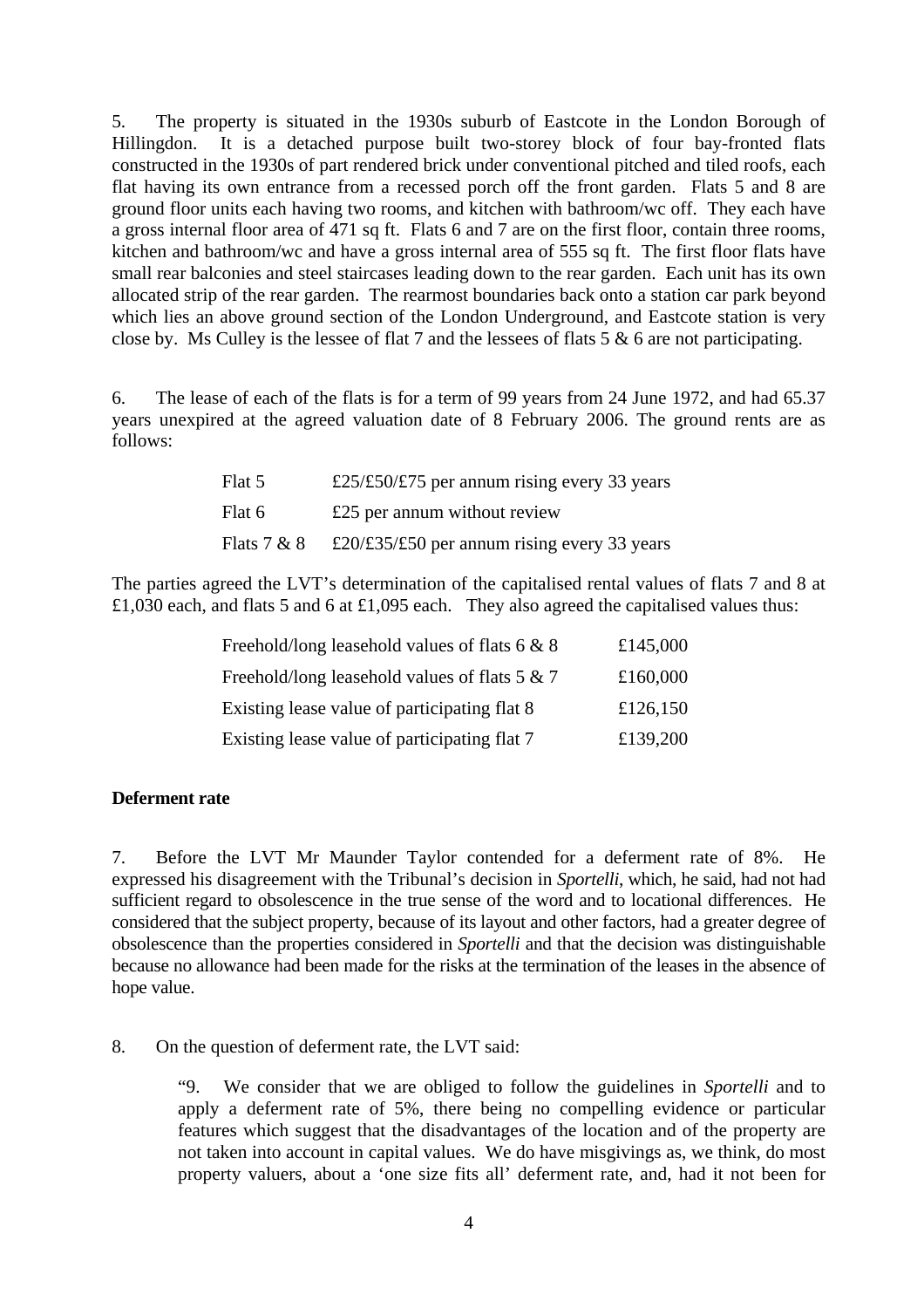5. The property is situated in the 1930s suburb of Eastcote in the London Borough of Hillingdon. It is a detached purpose built two-storey block of four bay-fronted flats constructed in the 1930s of part rendered brick under conventional pitched and tiled roofs, each flat having its own entrance from a recessed porch off the front garden. Flats 5 and 8 are ground floor units each having two rooms, and kitchen with bathroom/wc off. They each have a gross internal floor area of 471 sq ft. Flats 6 and 7 are on the first floor, contain three rooms, kitchen and bathroom/wc and have a gross internal area of 555 sq ft. The first floor flats have small rear balconies and steel staircases leading down to the rear garden. Each unit has its own allocated strip of the rear garden. The rearmost boundaries back onto a station car park beyond which lies an above ground section of the London Underground, and Eastcote station is very close by. Ms Culley is the lessee of flat 7 and the lessees of flats 5 & 6 are not participating.

6. The lease of each of the flats is for a term of 99 years from 24 June 1972, and had 65.37 years unexpired at the agreed valuation date of 8 February 2006. The ground rents are as follows:

| | |
|---|---|
| Flat 5 | £25/£50/£75 per annum rising every 33 years |
| Flat 6 | £25 per annum without review |
| Flats 7 & 8 | £20/£35/£50 per annum rising every 33 years |

The parties agreed the LVT's determination of the capitalised rental values of flats 7 and 8 at £1,030 each, and flats 5 and 6 at £1,095 each. They also agreed the capitalised values thus:

| | |
|---|---|
| Freehold/long leasehold values of flats 6 & 8 | £145,000 |
| Freehold/long leasehold values of flats 5 & 7 | £160,000 |
| Existing lease value of participating flat 8 | £126,150 |
| Existing lease value of participating flat 7 | £139,200 |

**Deferment rate**

7. Before the LVT Mr Maunder Taylor contended for a deferment rate of 8%. He expressed his disagreement with the Tribunal's decision in *Sportelli*, which, he said, had not had sufficient regard to obsolescence in the true sense of the word and to locational differences. He considered that the subject property, because of its layout and other factors, had a greater degree of obsolescence than the properties considered in *Sportelli* and that the decision was distinguishable because no allowance had been made for the risks at the termination of the leases in the absence of hope value.

8. On the question of deferment rate, the LVT said:

> "9. We consider that we are obliged to follow the guidelines in *Sportelli* and to apply a deferment rate of 5%, there being no compelling evidence or particular features which suggest that the disadvantages of the location and of the property are not taken into account in capital values. We do have misgivings as, we think, do most property valuers, about a 'one size fits all' deferment rate, and, had it not been for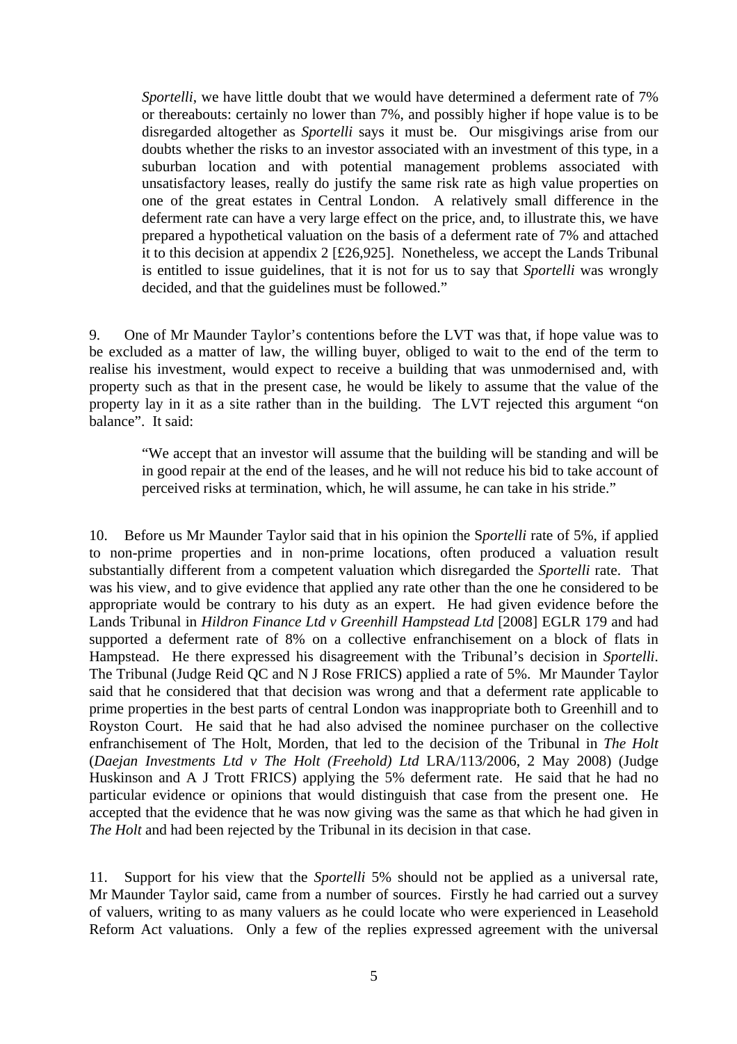> *Sportelli*, we have little doubt that we would have determined a deferment rate of 7% or thereabouts: certainly no lower than 7%, and possibly higher if hope value is to be disregarded altogether as *Sportelli* says it must be. Our misgivings arise from our doubts whether the risks to an investor associated with an investment of this type, in a suburban location and with potential management problems associated with unsatisfactory leases, really do justify the same risk rate as high value properties on one of the great estates in Central London. A relatively small difference in the deferment rate can have a very large effect on the price, and, to illustrate this, we have prepared a hypothetical valuation on the basis of a deferment rate of 7% and attached it to this decision at appendix 2 [£26,925]. Nonetheless, we accept the Lands Tribunal is entitled to issue guidelines, that it is not for us to say that *Sportelli* was wrongly decided, and that the guidelines must be followed."

9. One of Mr Maunder Taylor's contentions before the LVT was that, if hope value was to be excluded as a matter of law, the willing buyer, obliged to wait to the end of the term to realise his investment, would expect to receive a building that was unmodernised and, with property such as that in the present case, he would be likely to assume that the value of the property lay in it as a site rather than in the building. The LVT rejected this argument "on balance". It said:

> "We accept that an investor will assume that the building will be standing and will be in good repair at the end of the leases, and he will not reduce his bid to take account of perceived risks at termination, which, he will assume, he can take in his stride."

10. Before us Mr Maunder Taylor said that in his opinion the S*portelli* rate of 5%, if applied to non-prime properties and in non-prime locations, often produced a valuation result substantially different from a competent valuation which disregarded the *Sportelli* rate. That was his view, and to give evidence that applied any rate other than the one he considered to be appropriate would be contrary to his duty as an expert. He had given evidence before the Lands Tribunal in *Hildron Finance Ltd v Greenhill Hampstead Ltd* [2008] EGLR 179 and had supported a deferment rate of 8% on a collective enfranchisement on a block of flats in Hampstead. He there expressed his disagreement with the Tribunal's decision in *Sportelli*. The Tribunal (Judge Reid QC and N J Rose FRICS) applied a rate of 5%. Mr Maunder Taylor said that he considered that that decision was wrong and that a deferment rate applicable to prime properties in the best parts of central London was inappropriate both to Greenhill and to Royston Court. He said that he had also advised the nominee purchaser on the collective enfranchisement of The Holt, Morden, that led to the decision of the Tribunal in *The Holt* (*Daejan Investments Ltd v The Holt (Freehold) Ltd* LRA/113/2006, 2 May 2008) (Judge Huskinson and A J Trott FRICS) applying the 5% deferment rate. He said that he had no particular evidence or opinions that would distinguish that case from the present one. He accepted that the evidence that he was now giving was the same as that which he had given in *The Holt* and had been rejected by the Tribunal in its decision in that case.

11. Support for his view that the *Sportelli* 5% should not be applied as a universal rate, Mr Maunder Taylor said, came from a number of sources. Firstly he had carried out a survey of valuers, writing to as many valuers as he could locate who were experienced in Leasehold Reform Act valuations. Only a few of the replies expressed agreement with the universal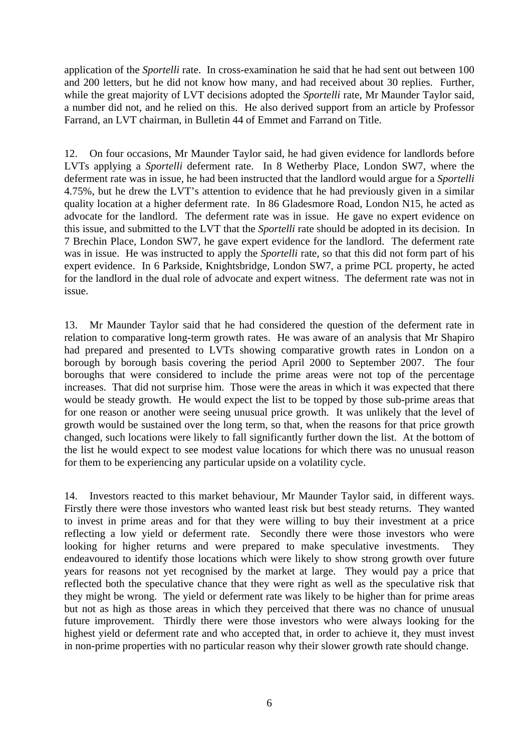application of the *Sportelli* rate. In cross-examination he said that he had sent out between 100 and 200 letters, but he did not know how many, and had received about 30 replies. Further, while the great majority of LVT decisions adopted the *Sportelli* rate, Mr Maunder Taylor said, a number did not, and he relied on this. He also derived support from an article by Professor Farrand, an LVT chairman, in Bulletin 44 of Emmet and Farrand on Title.

12. On four occasions, Mr Maunder Taylor said, he had given evidence for landlords before LVTs applying a *Sportelli* deferment rate. In 8 Wetherby Place, London SW7, where the deferment rate was in issue, he had been instructed that the landlord would argue for a *Sportelli* 4.75%, but he drew the LVT's attention to evidence that he had previously given in a similar quality location at a higher deferment rate. In 86 Gladesmore Road, London N15, he acted as advocate for the landlord. The deferment rate was in issue. He gave no expert evidence on this issue, and submitted to the LVT that the *Sportelli* rate should be adopted in its decision. In 7 Brechin Place, London SW7, he gave expert evidence for the landlord. The deferment rate was in issue. He was instructed to apply the *Sportelli* rate, so that this did not form part of his expert evidence. In 6 Parkside, Knightsbridge, London SW7, a prime PCL property, he acted for the landlord in the dual role of advocate and expert witness. The deferment rate was not in issue.

13. Mr Maunder Taylor said that he had considered the question of the deferment rate in relation to comparative long-term growth rates. He was aware of an analysis that Mr Shapiro had prepared and presented to LVTs showing comparative growth rates in London on a borough by borough basis covering the period April 2000 to September 2007. The four boroughs that were considered to include the prime areas were not top of the percentage increases. That did not surprise him. Those were the areas in which it was expected that there would be steady growth. He would expect the list to be topped by those sub-prime areas that for one reason or another were seeing unusual price growth. It was unlikely that the level of growth would be sustained over the long term, so that, when the reasons for that price growth changed, such locations were likely to fall significantly further down the list. At the bottom of the list he would expect to see modest value locations for which there was no unusual reason for them to be experiencing any particular upside on a volatility cycle.

14. Investors reacted to this market behaviour, Mr Maunder Taylor said, in different ways. Firstly there were those investors who wanted least risk but best steady returns. They wanted to invest in prime areas and for that they were willing to buy their investment at a price reflecting a low yield or deferment rate. Secondly there were those investors who were looking for higher returns and were prepared to make speculative investments. They endeavoured to identify those locations which were likely to show strong growth over future years for reasons not yet recognised by the market at large. They would pay a price that reflected both the speculative chance that they were right as well as the speculative risk that they might be wrong. The yield or deferment rate was likely to be higher than for prime areas but not as high as those areas in which they perceived that there was no chance of unusual future improvement. Thirdly there were those investors who were always looking for the highest yield or deferment rate and who accepted that, in order to achieve it, they must invest in non-prime properties with no particular reason why their slower growth rate should change.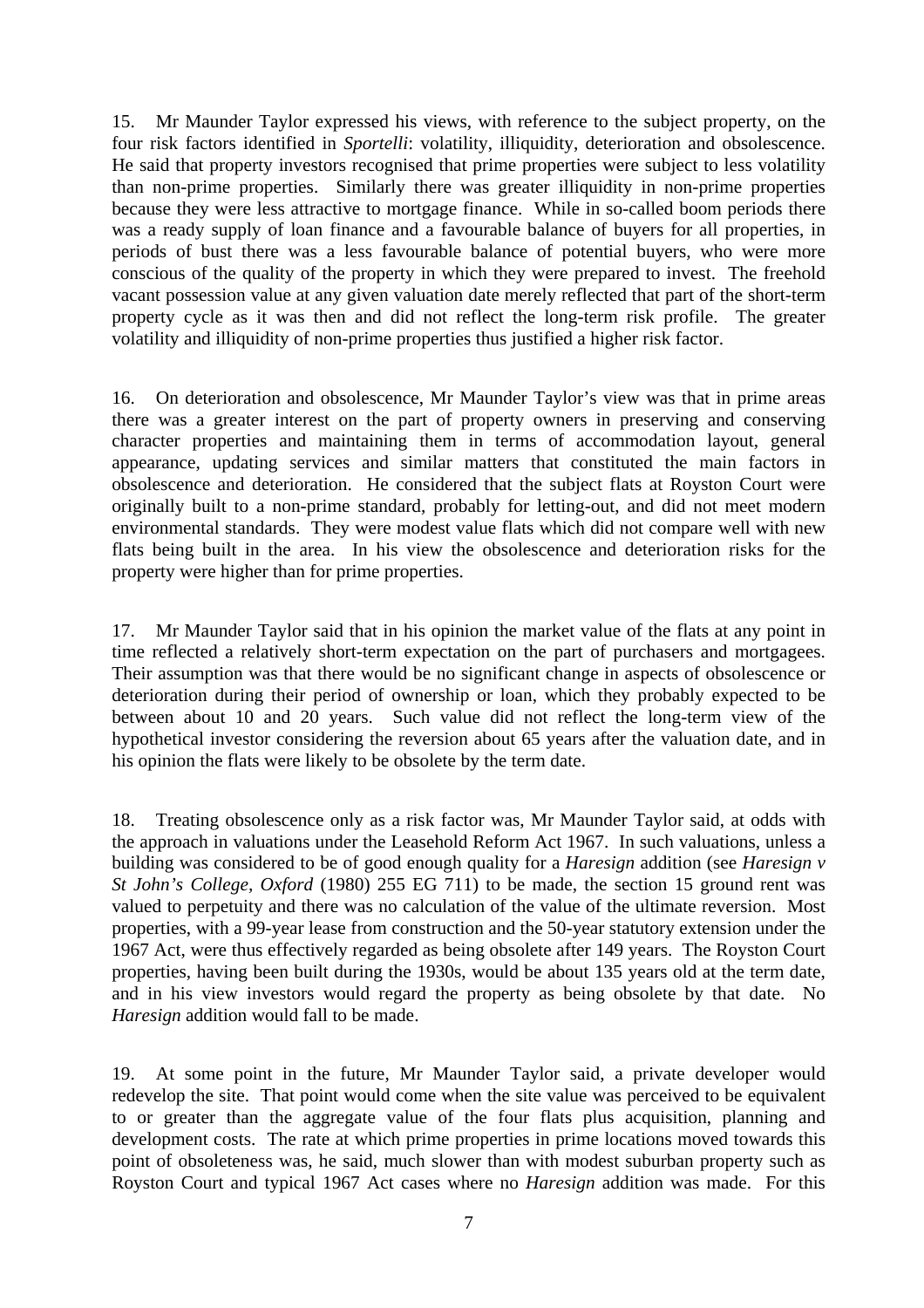15. Mr Maunder Taylor expressed his views, with reference to the subject property, on the four risk factors identified in *Sportelli*: volatility, illiquidity, deterioration and obsolescence. He said that property investors recognised that prime properties were subject to less volatility than non-prime properties. Similarly there was greater illiquidity in non-prime properties because they were less attractive to mortgage finance. While in so-called boom periods there was a ready supply of loan finance and a favourable balance of buyers for all properties, in periods of bust there was a less favourable balance of potential buyers, who were more conscious of the quality of the property in which they were prepared to invest. The freehold vacant possession value at any given valuation date merely reflected that part of the short-term property cycle as it was then and did not reflect the long-term risk profile. The greater volatility and illiquidity of non-prime properties thus justified a higher risk factor.

16. On deterioration and obsolescence, Mr Maunder Taylor's view was that in prime areas there was a greater interest on the part of property owners in preserving and conserving character properties and maintaining them in terms of accommodation layout, general appearance, updating services and similar matters that constituted the main factors in obsolescence and deterioration. He considered that the subject flats at Royston Court were originally built to a non-prime standard, probably for letting-out, and did not meet modern environmental standards. They were modest value flats which did not compare well with new flats being built in the area. In his view the obsolescence and deterioration risks for the property were higher than for prime properties.

17. Mr Maunder Taylor said that in his opinion the market value of the flats at any point in time reflected a relatively short-term expectation on the part of purchasers and mortgagees. Their assumption was that there would be no significant change in aspects of obsolescence or deterioration during their period of ownership or loan, which they probably expected to be between about 10 and 20 years. Such value did not reflect the long-term view of the hypothetical investor considering the reversion about 65 years after the valuation date, and in his opinion the flats were likely to be obsolete by the term date.

18. Treating obsolescence only as a risk factor was, Mr Maunder Taylor said, at odds with the approach in valuations under the Leasehold Reform Act 1967. In such valuations, unless a building was considered to be of good enough quality for a *Haresign* addition (see *Haresign v St John's College, Oxford* (1980) 255 EG 711) to be made, the section 15 ground rent was valued to perpetuity and there was no calculation of the value of the ultimate reversion. Most properties, with a 99-year lease from construction and the 50-year statutory extension under the 1967 Act, were thus effectively regarded as being obsolete after 149 years. The Royston Court properties, having been built during the 1930s, would be about 135 years old at the term date, and in his view investors would regard the property as being obsolete by that date. No *Haresign* addition would fall to be made.

19. At some point in the future, Mr Maunder Taylor said, a private developer would redevelop the site. That point would come when the site value was perceived to be equivalent to or greater than the aggregate value of the four flats plus acquisition, planning and development costs. The rate at which prime properties in prime locations moved towards this point of obsoleteness was, he said, much slower than with modest suburban property such as Royston Court and typical 1967 Act cases where no *Haresign* addition was made. For this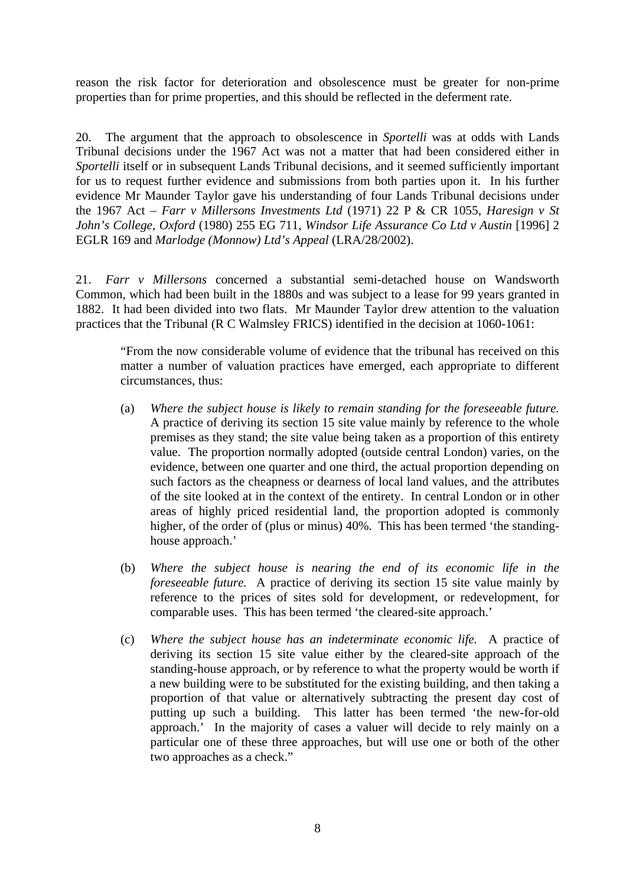reason the risk factor for deterioration and obsolescence must be greater for non-prime properties than for prime properties, and this should be reflected in the deferment rate.

20. The argument that the approach to obsolescence in *Sportelli* was at odds with Lands Tribunal decisions under the 1967 Act was not a matter that had been considered either in *Sportelli* itself or in subsequent Lands Tribunal decisions, and it seemed sufficiently important for us to request further evidence and submissions from both parties upon it. In his further evidence Mr Maunder Taylor gave his understanding of four Lands Tribunal decisions under the 1967 Act – *Farr v Millersons Investments Ltd* (1971) 22 P & CR 1055, *Haresign v St John's College, Oxford* (1980) 255 EG 711, *Windsor Life Assurance Co Ltd v Austin* [1996] 2 EGLR 169 and *Marlodge (Monnow) Ltd's Appeal* (LRA/28/2002).

21. *Farr v Millersons* concerned a substantial semi-detached house on Wandsworth Common, which had been built in the 1880s and was subject to a lease for 99 years granted in 1882. It had been divided into two flats. Mr Maunder Taylor drew attention to the valuation practices that the Tribunal (R C Walmsley FRICS) identified in the decision at 1060-1061:

> "From the now considerable volume of evidence that the tribunal has received on this matter a number of valuation practices have emerged, each appropriate to different circumstances, thus:
>
> (a) *Where the subject house is likely to remain standing for the foreseeable future.* A practice of deriving its section 15 site value mainly by reference to the whole premises as they stand; the site value being taken as a proportion of this entirety value. The proportion normally adopted (outside central London) varies, on the evidence, between one quarter and one third, the actual proportion depending on such factors as the cheapness or dearness of local land values, and the attributes of the site looked at in the context of the entirety. In central London or in other areas of highly priced residential land, the proportion adopted is commonly higher, of the order of (plus or minus) 40%. This has been termed 'the standing-house approach.'
>
> (b) *Where the subject house is nearing the end of its economic life in the foreseeable future.* A practice of deriving its section 15 site value mainly by reference to the prices of sites sold for development, or redevelopment, for comparable uses. This has been termed 'the cleared-site approach.'
>
> (c) *Where the subject house has an indeterminate economic life.* A practice of deriving its section 15 site value either by the cleared-site approach of the standing-house approach, or by reference to what the property would be worth if a new building were to be substituted for the existing building, and then taking a proportion of that value or alternatively subtracting the present day cost of putting up such a building. This latter has been termed 'the new-for-old approach.' In the majority of cases a valuer will decide to rely mainly on a particular one of these three approaches, but will use one or both of the other two approaches as a check."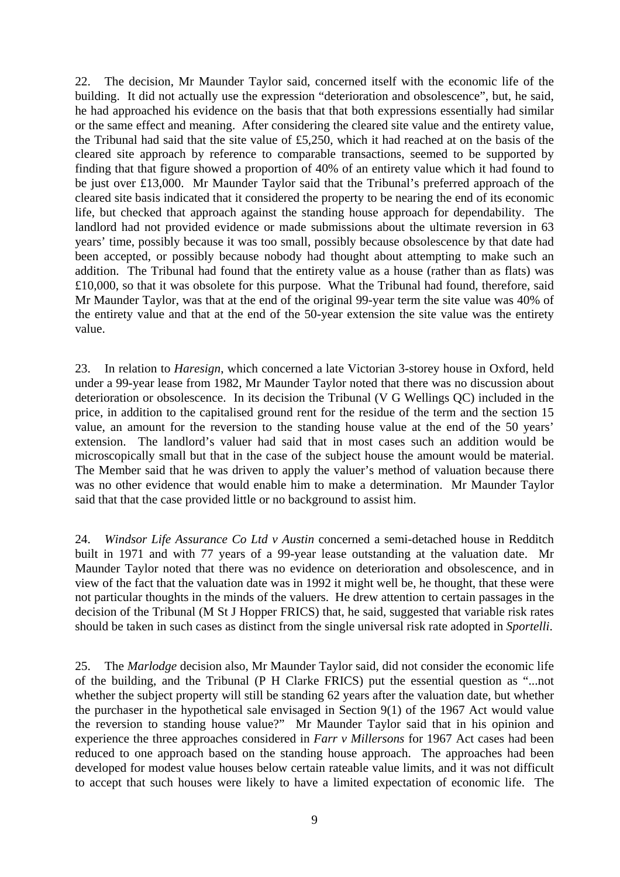22. The decision, Mr Maunder Taylor said, concerned itself with the economic life of the building. It did not actually use the expression "deterioration and obsolescence", but, he said, he had approached his evidence on the basis that that both expressions essentially had similar or the same effect and meaning. After considering the cleared site value and the entirety value, the Tribunal had said that the site value of £5,250, which it had reached at on the basis of the cleared site approach by reference to comparable transactions, seemed to be supported by finding that that figure showed a proportion of 40% of an entirety value which it had found to be just over £13,000. Mr Maunder Taylor said that the Tribunal's preferred approach of the cleared site basis indicated that it considered the property to be nearing the end of its economic life, but checked that approach against the standing house approach for dependability. The landlord had not provided evidence or made submissions about the ultimate reversion in 63 years' time, possibly because it was too small, possibly because obsolescence by that date had been accepted, or possibly because nobody had thought about attempting to make such an addition. The Tribunal had found that the entirety value as a house (rather than as flats) was £10,000, so that it was obsolete for this purpose. What the Tribunal had found, therefore, said Mr Maunder Taylor, was that at the end of the original 99-year term the site value was 40% of the entirety value and that at the end of the 50-year extension the site value was the entirety value.

23. In relation to *Haresign*, which concerned a late Victorian 3-storey house in Oxford, held under a 99-year lease from 1982, Mr Maunder Taylor noted that there was no discussion about deterioration or obsolescence. In its decision the Tribunal (V G Wellings QC) included in the price, in addition to the capitalised ground rent for the residue of the term and the section 15 value, an amount for the reversion to the standing house value at the end of the 50 years' extension. The landlord's valuer had said that in most cases such an addition would be microscopically small but that in the case of the subject house the amount would be material. The Member said that he was driven to apply the valuer's method of valuation because there was no other evidence that would enable him to make a determination. Mr Maunder Taylor said that that the case provided little or no background to assist him.

24. *Windsor Life Assurance Co Ltd v Austin* concerned a semi-detached house in Redditch built in 1971 and with 77 years of a 99-year lease outstanding at the valuation date. Mr Maunder Taylor noted that there was no evidence on deterioration and obsolescence, and in view of the fact that the valuation date was in 1992 it might well be, he thought, that these were not particular thoughts in the minds of the valuers. He drew attention to certain passages in the decision of the Tribunal (M St J Hopper FRICS) that, he said, suggested that variable risk rates should be taken in such cases as distinct from the single universal risk rate adopted in *Sportelli*.

25. The *Marlodge* decision also, Mr Maunder Taylor said, did not consider the economic life of the building, and the Tribunal (P H Clarke FRICS) put the essential question as "...not whether the subject property will still be standing 62 years after the valuation date, but whether the purchaser in the hypothetical sale envisaged in Section 9(1) of the 1967 Act would value the reversion to standing house value?" Mr Maunder Taylor said that in his opinion and experience the three approaches considered in *Farr v Millersons* for 1967 Act cases had been reduced to one approach based on the standing house approach. The approaches had been developed for modest value houses below certain rateable value limits, and it was not difficult to accept that such houses were likely to have a limited expectation of economic life. The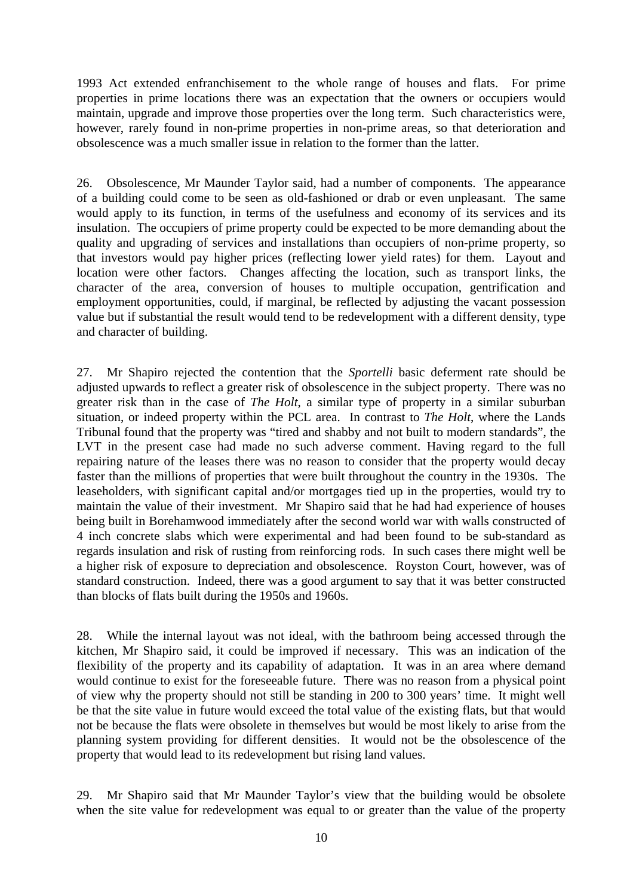1993 Act extended enfranchisement to the whole range of houses and flats. For prime properties in prime locations there was an expectation that the owners or occupiers would maintain, upgrade and improve those properties over the long term. Such characteristics were, however, rarely found in non-prime properties in non-prime areas, so that deterioration and obsolescence was a much smaller issue in relation to the former than the latter.

26. Obsolescence, Mr Maunder Taylor said, had a number of components. The appearance of a building could come to be seen as old-fashioned or drab or even unpleasant. The same would apply to its function, in terms of the usefulness and economy of its services and its insulation. The occupiers of prime property could be expected to be more demanding about the quality and upgrading of services and installations than occupiers of non-prime property, so that investors would pay higher prices (reflecting lower yield rates) for them. Layout and location were other factors. Changes affecting the location, such as transport links, the character of the area, conversion of houses to multiple occupation, gentrification and employment opportunities, could, if marginal, be reflected by adjusting the vacant possession value but if substantial the result would tend to be redevelopment with a different density, type and character of building.

27. Mr Shapiro rejected the contention that the *Sportelli* basic deferment rate should be adjusted upwards to reflect a greater risk of obsolescence in the subject property. There was no greater risk than in the case of *The Holt*, a similar type of property in a similar suburban situation, or indeed property within the PCL area. In contrast to *The Holt*, where the Lands Tribunal found that the property was "tired and shabby and not built to modern standards", the LVT in the present case had made no such adverse comment. Having regard to the full repairing nature of the leases there was no reason to consider that the property would decay faster than the millions of properties that were built throughout the country in the 1930s. The leaseholders, with significant capital and/or mortgages tied up in the properties, would try to maintain the value of their investment. Mr Shapiro said that he had had experience of houses being built in Borehamwood immediately after the second world war with walls constructed of 4 inch concrete slabs which were experimental and had been found to be sub-standard as regards insulation and risk of rusting from reinforcing rods. In such cases there might well be a higher risk of exposure to depreciation and obsolescence. Royston Court, however, was of standard construction. Indeed, there was a good argument to say that it was better constructed than blocks of flats built during the 1950s and 1960s.

28. While the internal layout was not ideal, with the bathroom being accessed through the kitchen, Mr Shapiro said, it could be improved if necessary. This was an indication of the flexibility of the property and its capability of adaptation. It was in an area where demand would continue to exist for the foreseeable future. There was no reason from a physical point of view why the property should not still be standing in 200 to 300 years' time. It might well be that the site value in future would exceed the total value of the existing flats, but that would not be because the flats were obsolete in themselves but would be most likely to arise from the planning system providing for different densities. It would not be the obsolescence of the property that would lead to its redevelopment but rising land values.

29. Mr Shapiro said that Mr Maunder Taylor's view that the building would be obsolete when the site value for redevelopment was equal to or greater than the value of the property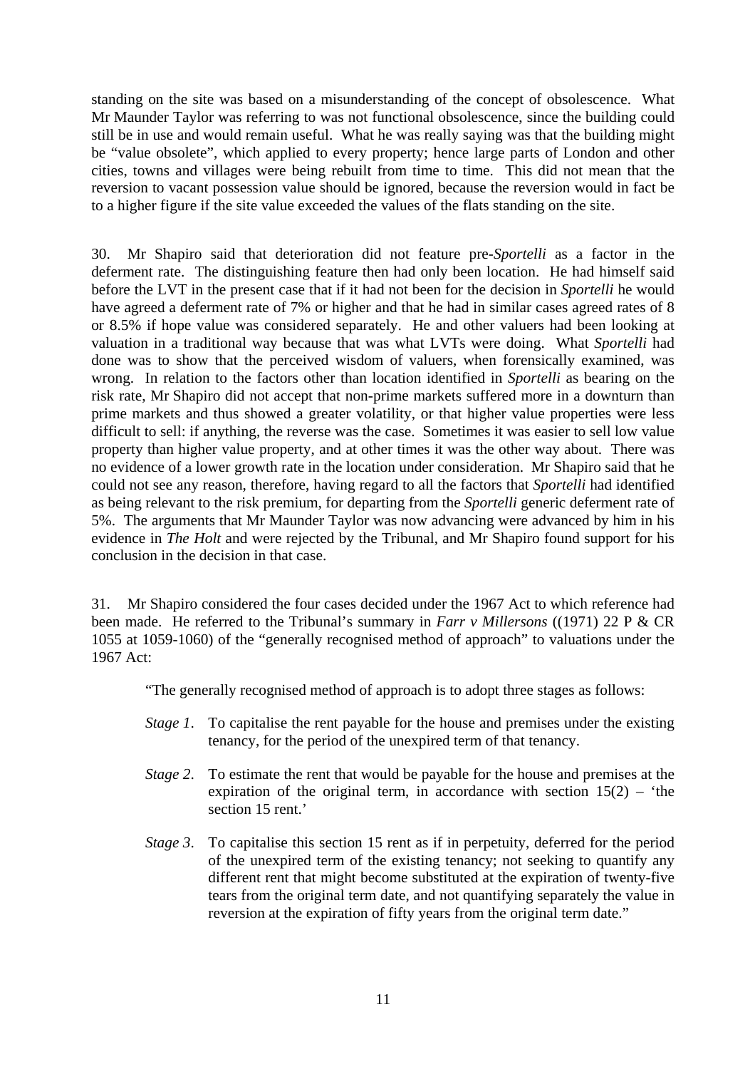standing on the site was based on a misunderstanding of the concept of obsolescence. What Mr Maunder Taylor was referring to was not functional obsolescence, since the building could still be in use and would remain useful. What he was really saying was that the building might be "value obsolete", which applied to every property; hence large parts of London and other cities, towns and villages were being rebuilt from time to time. This did not mean that the reversion to vacant possession value should be ignored, because the reversion would in fact be to a higher figure if the site value exceeded the values of the flats standing on the site.

30. Mr Shapiro said that deterioration did not feature pre-*Sportelli* as a factor in the deferment rate. The distinguishing feature then had only been location. He had himself said before the LVT in the present case that if it had not been for the decision in *Sportelli* he would have agreed a deferment rate of 7% or higher and that he had in similar cases agreed rates of 8 or 8.5% if hope value was considered separately. He and other valuers had been looking at valuation in a traditional way because that was what LVTs were doing. What *Sportelli* had done was to show that the perceived wisdom of valuers, when forensically examined, was wrong. In relation to the factors other than location identified in *Sportelli* as bearing on the risk rate, Mr Shapiro did not accept that non-prime markets suffered more in a downturn than prime markets and thus showed a greater volatility, or that higher value properties were less difficult to sell: if anything, the reverse was the case. Sometimes it was easier to sell low value property than higher value property, and at other times it was the other way about. There was no evidence of a lower growth rate in the location under consideration. Mr Shapiro said that he could not see any reason, therefore, having regard to all the factors that *Sportelli* had identified as being relevant to the risk premium, for departing from the *Sportelli* generic deferment rate of 5%. The arguments that Mr Maunder Taylor was now advancing were advanced by him in his evidence in *The Holt* and were rejected by the Tribunal, and Mr Shapiro found support for his conclusion in the decision in that case.

31. Mr Shapiro considered the four cases decided under the 1967 Act to which reference had been made. He referred to the Tribunal's summary in *Farr v Millersons* ((1971) 22 P & CR 1055 at 1059-1060) of the "generally recognised method of approach" to valuations under the 1967 Act:

> "The generally recognised method of approach is to adopt three stages as follows:
>
> *Stage 1*. To capitalise the rent payable for the house and premises under the existing tenancy, for the period of the unexpired term of that tenancy.
>
> *Stage 2*. To estimate the rent that would be payable for the house and premises at the expiration of the original term, in accordance with section 15(2) – 'the section 15 rent.'
>
> *Stage 3*. To capitalise this section 15 rent as if in perpetuity, deferred for the period of the unexpired term of the existing tenancy; not seeking to quantify any different rent that might become substituted at the expiration of twenty-five tears from the original term date, and not quantifying separately the value in reversion at the expiration of fifty years from the original term date."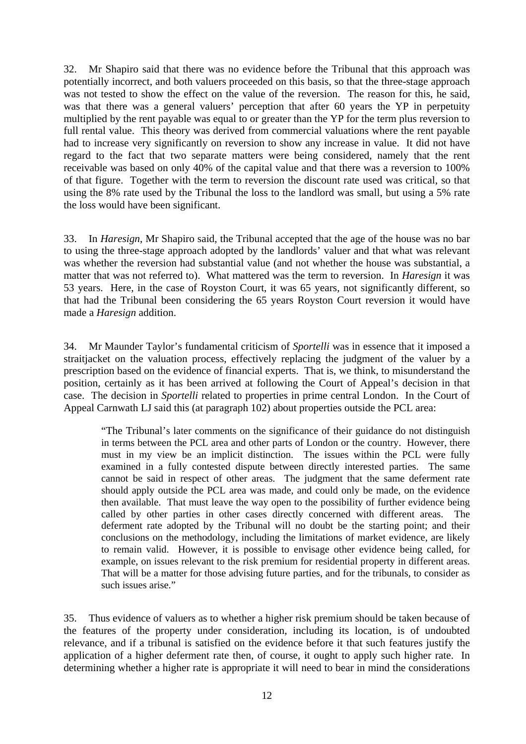32. Mr Shapiro said that there was no evidence before the Tribunal that this approach was potentially incorrect, and both valuers proceeded on this basis, so that the three-stage approach was not tested to show the effect on the value of the reversion. The reason for this, he said, was that there was a general valuers' perception that after 60 years the YP in perpetuity multiplied by the rent payable was equal to or greater than the YP for the term plus reversion to full rental value. This theory was derived from commercial valuations where the rent payable had to increase very significantly on reversion to show any increase in value. It did not have regard to the fact that two separate matters were being considered, namely that the rent receivable was based on only 40% of the capital value and that there was a reversion to 100% of that figure. Together with the term to reversion the discount rate used was critical, so that using the 8% rate used by the Tribunal the loss to the landlord was small, but using a 5% rate the loss would have been significant.

33. In *Haresign*, Mr Shapiro said, the Tribunal accepted that the age of the house was no bar to using the three-stage approach adopted by the landlords' valuer and that what was relevant was whether the reversion had substantial value (and not whether the house was substantial, a matter that was not referred to). What mattered was the term to reversion. In *Haresign* it was 53 years. Here, in the case of Royston Court, it was 65 years, not significantly different, so that had the Tribunal been considering the 65 years Royston Court reversion it would have made a *Haresign* addition.

34. Mr Maunder Taylor's fundamental criticism of *Sportelli* was in essence that it imposed a straitjacket on the valuation process, effectively replacing the judgment of the valuer by a prescription based on the evidence of financial experts. That is, we think, to misunderstand the position, certainly as it has been arrived at following the Court of Appeal's decision in that case. The decision in *Sportelli* related to properties in prime central London. In the Court of Appeal Carnwath LJ said this (at paragraph 102) about properties outside the PCL area:

> "The Tribunal's later comments on the significance of their guidance do not distinguish in terms between the PCL area and other parts of London or the country. However, there must in my view be an implicit distinction. The issues within the PCL were fully examined in a fully contested dispute between directly interested parties. The same cannot be said in respect of other areas. The judgment that the same deferment rate should apply outside the PCL area was made, and could only be made, on the evidence then available. That must leave the way open to the possibility of further evidence being called by other parties in other cases directly concerned with different areas. The deferment rate adopted by the Tribunal will no doubt be the starting point; and their conclusions on the methodology, including the limitations of market evidence, are likely to remain valid. However, it is possible to envisage other evidence being called, for example, on issues relevant to the risk premium for residential property in different areas. That will be a matter for those advising future parties, and for the tribunals, to consider as such issues arise."

35. Thus evidence of valuers as to whether a higher risk premium should be taken because of the features of the property under consideration, including its location, is of undoubted relevance, and if a tribunal is satisfied on the evidence before it that such features justify the application of a higher deferment rate then, of course, it ought to apply such higher rate. In determining whether a higher rate is appropriate it will need to bear in mind the considerations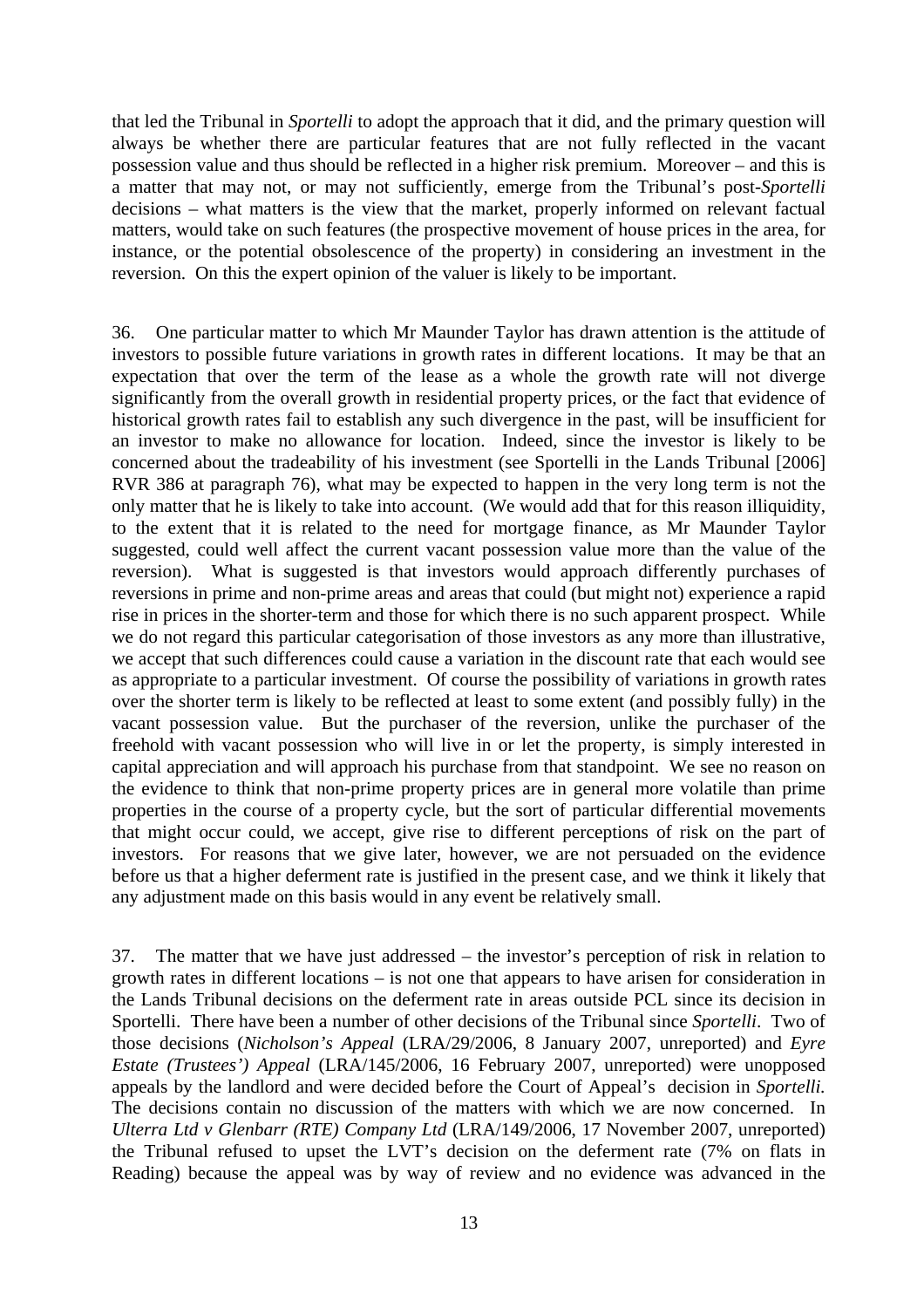that led the Tribunal in *Sportelli* to adopt the approach that it did, and the primary question will always be whether there are particular features that are not fully reflected in the vacant possession value and thus should be reflected in a higher risk premium. Moreover – and this is a matter that may not, or may not sufficiently, emerge from the Tribunal's post-*Sportelli* decisions – what matters is the view that the market, properly informed on relevant factual matters, would take on such features (the prospective movement of house prices in the area, for instance, or the potential obsolescence of the property) in considering an investment in the reversion. On this the expert opinion of the valuer is likely to be important.

36. One particular matter to which Mr Maunder Taylor has drawn attention is the attitude of investors to possible future variations in growth rates in different locations. It may be that an expectation that over the term of the lease as a whole the growth rate will not diverge significantly from the overall growth in residential property prices, or the fact that evidence of historical growth rates fail to establish any such divergence in the past, will be insufficient for an investor to make no allowance for location. Indeed, since the investor is likely to be concerned about the tradeability of his investment (see Sportelli in the Lands Tribunal [2006] RVR 386 at paragraph 76), what may be expected to happen in the very long term is not the only matter that he is likely to take into account. (We would add that for this reason illiquidity, to the extent that it is related to the need for mortgage finance, as Mr Maunder Taylor suggested, could well affect the current vacant possession value more than the value of the reversion). What is suggested is that investors would approach differently purchases of reversions in prime and non-prime areas and areas that could (but might not) experience a rapid rise in prices in the shorter-term and those for which there is no such apparent prospect. While we do not regard this particular categorisation of those investors as any more than illustrative, we accept that such differences could cause a variation in the discount rate that each would see as appropriate to a particular investment. Of course the possibility of variations in growth rates over the shorter term is likely to be reflected at least to some extent (and possibly fully) in the vacant possession value. But the purchaser of the reversion, unlike the purchaser of the freehold with vacant possession who will live in or let the property, is simply interested in capital appreciation and will approach his purchase from that standpoint. We see no reason on the evidence to think that non-prime property prices are in general more volatile than prime properties in the course of a property cycle, but the sort of particular differential movements that might occur could, we accept, give rise to different perceptions of risk on the part of investors. For reasons that we give later, however, we are not persuaded on the evidence before us that a higher deferment rate is justified in the present case, and we think it likely that any adjustment made on this basis would in any event be relatively small.

37. The matter that we have just addressed – the investor's perception of risk in relation to growth rates in different locations – is not one that appears to have arisen for consideration in the Lands Tribunal decisions on the deferment rate in areas outside PCL since its decision in Sportelli. There have been a number of other decisions of the Tribunal since *Sportelli*. Two of those decisions (*Nicholson's Appeal* (LRA/29/2006, 8 January 2007, unreported) and *Eyre Estate (Trustees') Appeal* (LRA/145/2006, 16 February 2007, unreported) were unopposed appeals by the landlord and were decided before the Court of Appeal's decision in *Sportelli.* The decisions contain no discussion of the matters with which we are now concerned. In *Ulterra Ltd v Glenbarr (RTE) Company Ltd* (LRA/149/2006, 17 November 2007, unreported) the Tribunal refused to upset the LVT's decision on the deferment rate (7% on flats in Reading) because the appeal was by way of review and no evidence was advanced in the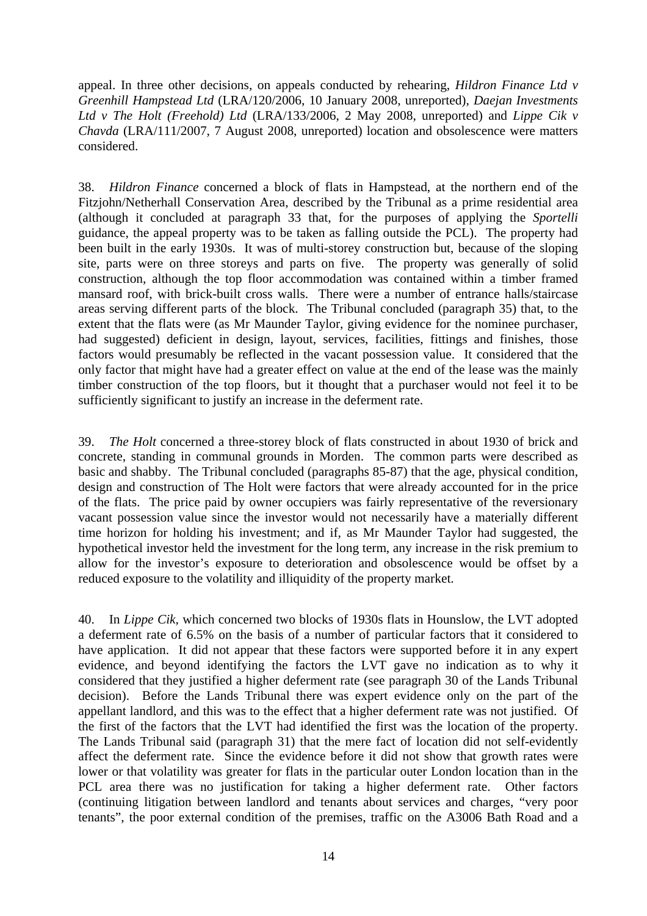appeal. In three other decisions, on appeals conducted by rehearing, *Hildron Finance Ltd v Greenhill Hampstead Ltd* (LRA/120/2006, 10 January 2008, unreported), *Daejan Investments Ltd v The Holt (Freehold) Ltd* (LRA/133/2006, 2 May 2008, unreported) and *Lippe Cik v Chavda* (LRA/111/2007, 7 August 2008, unreported) location and obsolescence were matters considered.

38. *Hildron Finance* concerned a block of flats in Hampstead, at the northern end of the Fitzjohn/Netherhall Conservation Area, described by the Tribunal as a prime residential area (although it concluded at paragraph 33 that, for the purposes of applying the *Sportelli* guidance, the appeal property was to be taken as falling outside the PCL). The property had been built in the early 1930s. It was of multi-storey construction but, because of the sloping site, parts were on three storeys and parts on five. The property was generally of solid construction, although the top floor accommodation was contained within a timber framed mansard roof, with brick-built cross walls. There were a number of entrance halls/staircase areas serving different parts of the block. The Tribunal concluded (paragraph 35) that, to the extent that the flats were (as Mr Maunder Taylor, giving evidence for the nominee purchaser, had suggested) deficient in design, layout, services, facilities, fittings and finishes, those factors would presumably be reflected in the vacant possession value. It considered that the only factor that might have had a greater effect on value at the end of the lease was the mainly timber construction of the top floors, but it thought that a purchaser would not feel it to be sufficiently significant to justify an increase in the deferment rate.

39. *The Holt* concerned a three-storey block of flats constructed in about 1930 of brick and concrete, standing in communal grounds in Morden. The common parts were described as basic and shabby. The Tribunal concluded (paragraphs 85-87) that the age, physical condition, design and construction of The Holt were factors that were already accounted for in the price of the flats. The price paid by owner occupiers was fairly representative of the reversionary vacant possession value since the investor would not necessarily have a materially different time horizon for holding his investment; and if, as Mr Maunder Taylor had suggested, the hypothetical investor held the investment for the long term, any increase in the risk premium to allow for the investor's exposure to deterioration and obsolescence would be offset by a reduced exposure to the volatility and illiquidity of the property market.

40. In *Lippe Cik*, which concerned two blocks of 1930s flats in Hounslow, the LVT adopted a deferment rate of 6.5% on the basis of a number of particular factors that it considered to have application. It did not appear that these factors were supported before it in any expert evidence, and beyond identifying the factors the LVT gave no indication as to why it considered that they justified a higher deferment rate (see paragraph 30 of the Lands Tribunal decision). Before the Lands Tribunal there was expert evidence only on the part of the appellant landlord, and this was to the effect that a higher deferment rate was not justified. Of the first of the factors that the LVT had identified the first was the location of the property. The Lands Tribunal said (paragraph 31) that the mere fact of location did not self-evidently affect the deferment rate. Since the evidence before it did not show that growth rates were lower or that volatility was greater for flats in the particular outer London location than in the PCL area there was no justification for taking a higher deferment rate. Other factors (continuing litigation between landlord and tenants about services and charges, "very poor tenants", the poor external condition of the premises, traffic on the A3006 Bath Road and a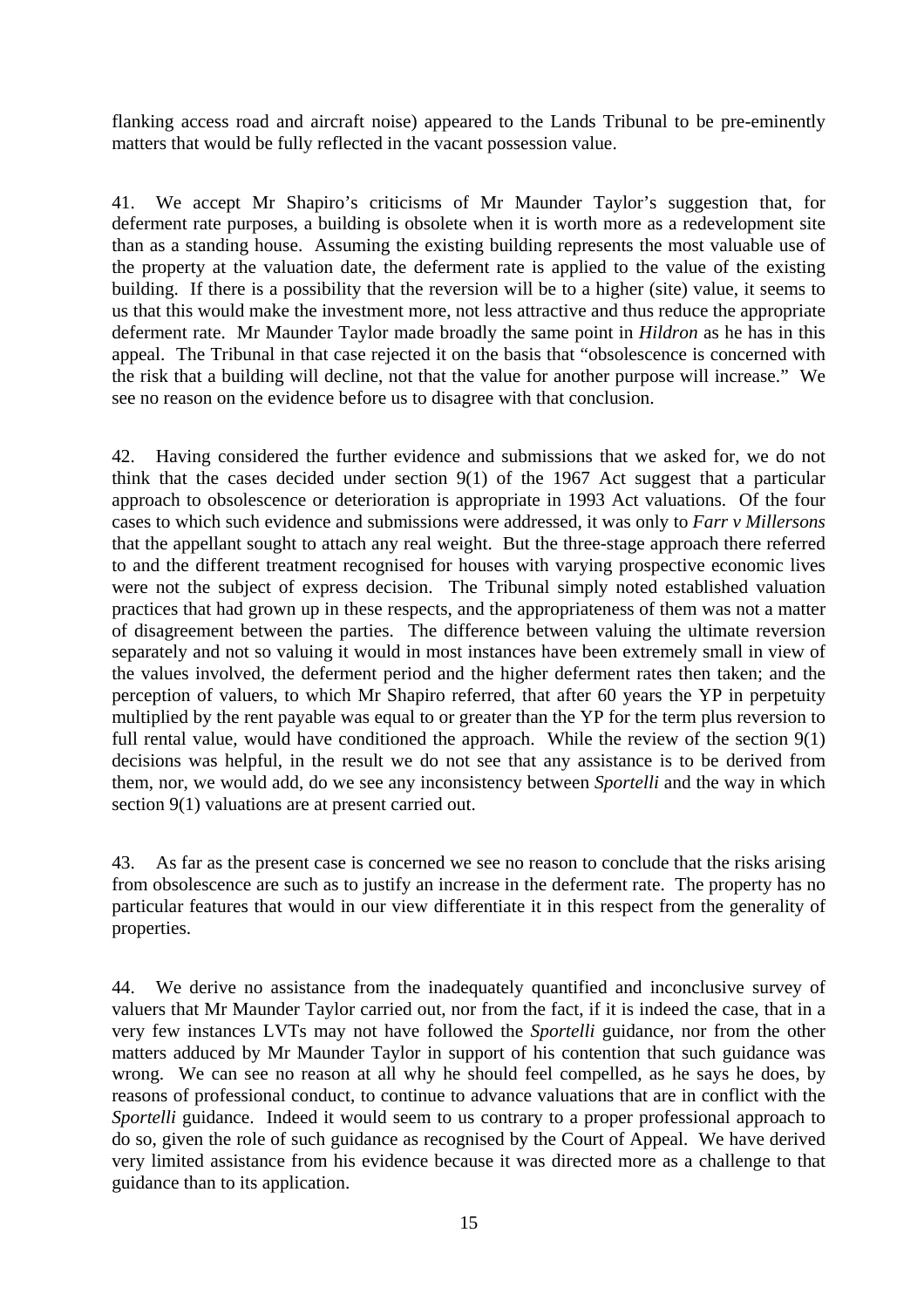flanking access road and aircraft noise) appeared to the Lands Tribunal to be pre-eminently matters that would be fully reflected in the vacant possession value.

41. We accept Mr Shapiro's criticisms of Mr Maunder Taylor's suggestion that, for deferment rate purposes, a building is obsolete when it is worth more as a redevelopment site than as a standing house. Assuming the existing building represents the most valuable use of the property at the valuation date, the deferment rate is applied to the value of the existing building. If there is a possibility that the reversion will be to a higher (site) value, it seems to us that this would make the investment more, not less attractive and thus reduce the appropriate deferment rate. Mr Maunder Taylor made broadly the same point in *Hildron* as he has in this appeal. The Tribunal in that case rejected it on the basis that "obsolescence is concerned with the risk that a building will decline, not that the value for another purpose will increase." We see no reason on the evidence before us to disagree with that conclusion.

42. Having considered the further evidence and submissions that we asked for, we do not think that the cases decided under section 9(1) of the 1967 Act suggest that a particular approach to obsolescence or deterioration is appropriate in 1993 Act valuations. Of the four cases to which such evidence and submissions were addressed, it was only to *Farr v Millersons* that the appellant sought to attach any real weight. But the three-stage approach there referred to and the different treatment recognised for houses with varying prospective economic lives were not the subject of express decision. The Tribunal simply noted established valuation practices that had grown up in these respects, and the appropriateness of them was not a matter of disagreement between the parties. The difference between valuing the ultimate reversion separately and not so valuing it would in most instances have been extremely small in view of the values involved, the deferment period and the higher deferment rates then taken; and the perception of valuers, to which Mr Shapiro referred, that after 60 years the YP in perpetuity multiplied by the rent payable was equal to or greater than the YP for the term plus reversion to full rental value, would have conditioned the approach. While the review of the section 9(1) decisions was helpful, in the result we do not see that any assistance is to be derived from them, nor, we would add, do we see any inconsistency between *Sportelli* and the way in which section 9(1) valuations are at present carried out.

43. As far as the present case is concerned we see no reason to conclude that the risks arising from obsolescence are such as to justify an increase in the deferment rate. The property has no particular features that would in our view differentiate it in this respect from the generality of properties.

44. We derive no assistance from the inadequately quantified and inconclusive survey of valuers that Mr Maunder Taylor carried out, nor from the fact, if it is indeed the case, that in a very few instances LVTs may not have followed the *Sportelli* guidance, nor from the other matters adduced by Mr Maunder Taylor in support of his contention that such guidance was wrong. We can see no reason at all why he should feel compelled, as he says he does, by reasons of professional conduct, to continue to advance valuations that are in conflict with the *Sportelli* guidance. Indeed it would seem to us contrary to a proper professional approach to do so, given the role of such guidance as recognised by the Court of Appeal. We have derived very limited assistance from his evidence because it was directed more as a challenge to that guidance than to its application.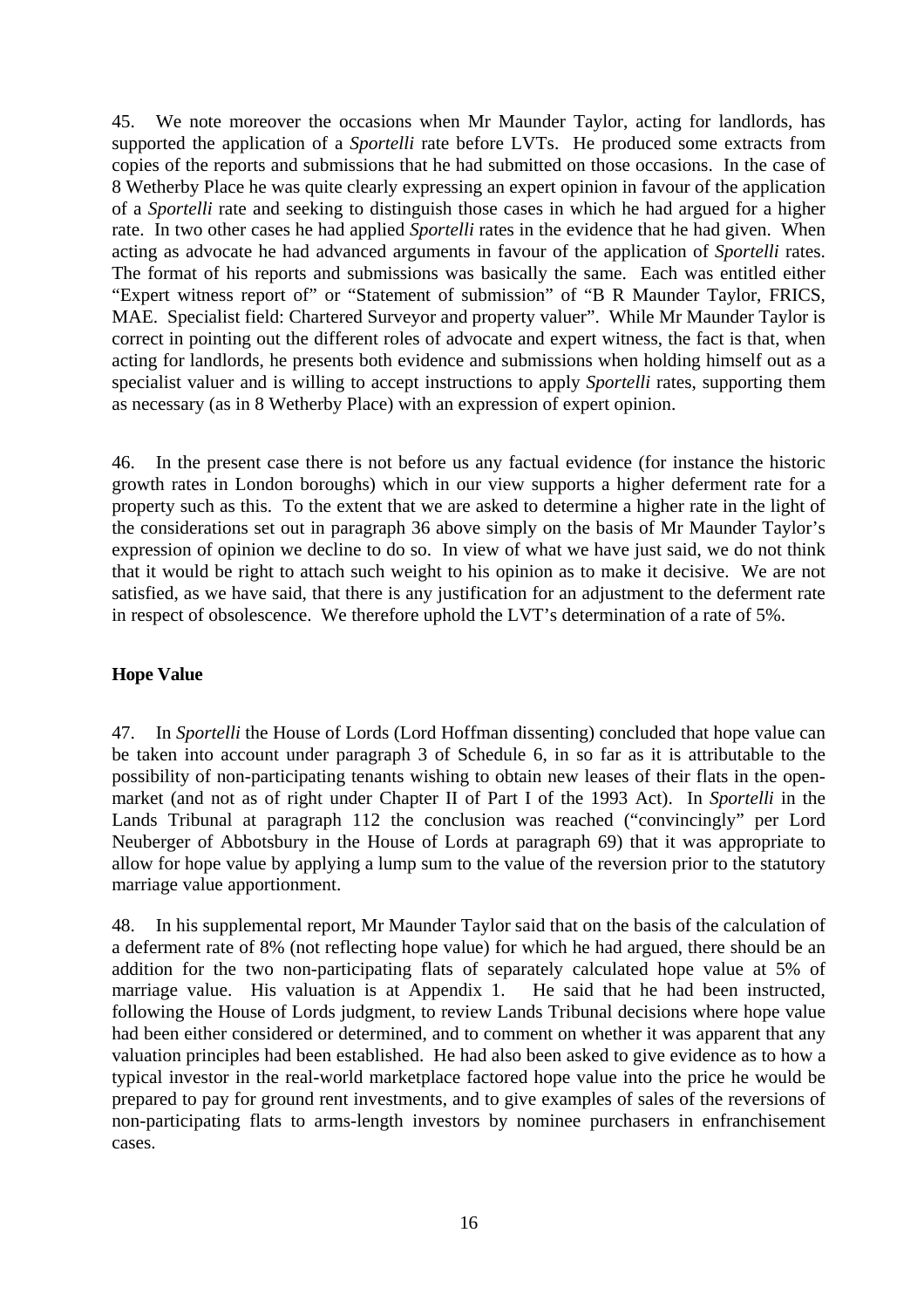45. We note moreover the occasions when Mr Maunder Taylor, acting for landlords, has supported the application of a *Sportelli* rate before LVTs. He produced some extracts from copies of the reports and submissions that he had submitted on those occasions. In the case of 8 Wetherby Place he was quite clearly expressing an expert opinion in favour of the application of a *Sportelli* rate and seeking to distinguish those cases in which he had argued for a higher rate. In two other cases he had applied *Sportelli* rates in the evidence that he had given. When acting as advocate he had advanced arguments in favour of the application of *Sportelli* rates. The format of his reports and submissions was basically the same. Each was entitled either "Expert witness report of" or "Statement of submission" of "B R Maunder Taylor, FRICS, MAE. Specialist field: Chartered Surveyor and property valuer". While Mr Maunder Taylor is correct in pointing out the different roles of advocate and expert witness, the fact is that, when acting for landlords, he presents both evidence and submissions when holding himself out as a specialist valuer and is willing to accept instructions to apply *Sportelli* rates, supporting them as necessary (as in 8 Wetherby Place) with an expression of expert opinion.

46. In the present case there is not before us any factual evidence (for instance the historic growth rates in London boroughs) which in our view supports a higher deferment rate for a property such as this. To the extent that we are asked to determine a higher rate in the light of the considerations set out in paragraph 36 above simply on the basis of Mr Maunder Taylor's expression of opinion we decline to do so. In view of what we have just said, we do not think that it would be right to attach such weight to his opinion as to make it decisive. We are not satisfied, as we have said, that there is any justification for an adjustment to the deferment rate in respect of obsolescence. We therefore uphold the LVT's determination of a rate of 5%.

**Hope Value**

47. In *Sportelli* the House of Lords (Lord Hoffman dissenting) concluded that hope value can be taken into account under paragraph 3 of Schedule 6, in so far as it is attributable to the possibility of non-participating tenants wishing to obtain new leases of their flats in the open-market (and not as of right under Chapter II of Part I of the 1993 Act). In *Sportelli* in the Lands Tribunal at paragraph 112 the conclusion was reached ("convincingly" per Lord Neuberger of Abbotsbury in the House of Lords at paragraph 69) that it was appropriate to allow for hope value by applying a lump sum to the value of the reversion prior to the statutory marriage value apportionment.

48. In his supplemental report, Mr Maunder Taylor said that on the basis of the calculation of a deferment rate of 8% (not reflecting hope value) for which he had argued, there should be an addition for the two non-participating flats of separately calculated hope value at 5% of marriage value. His valuation is at Appendix 1. He said that he had been instructed, following the House of Lords judgment, to review Lands Tribunal decisions where hope value had been either considered or determined, and to comment on whether it was apparent that any valuation principles had been established. He had also been asked to give evidence as to how a typical investor in the real-world marketplace factored hope value into the price he would be prepared to pay for ground rent investments, and to give examples of sales of the reversions of non-participating flats to arms-length investors by nominee purchasers in enfranchisement cases.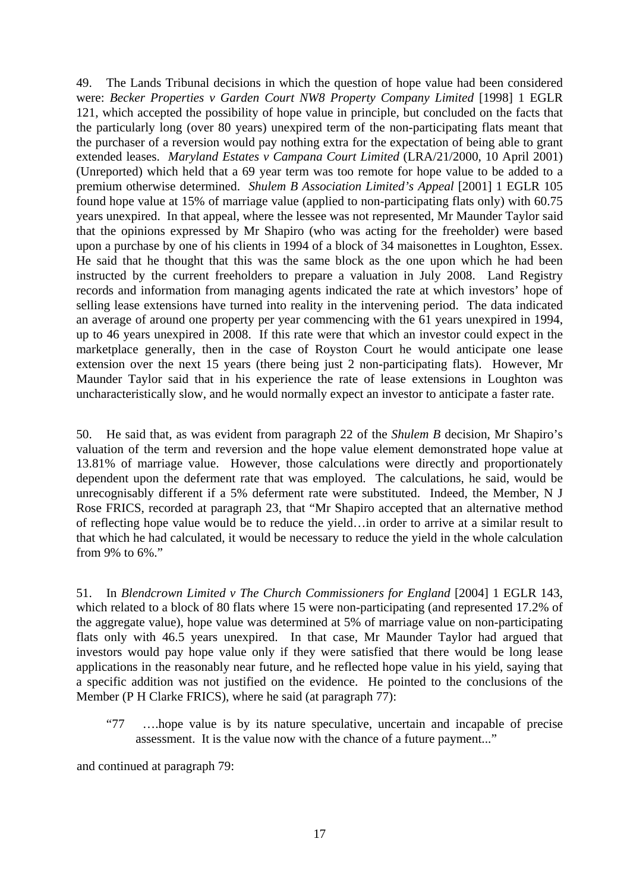49. The Lands Tribunal decisions in which the question of hope value had been considered were: *Becker Properties v Garden Court NW8 Property Company Limited* [1998] 1 EGLR 121, which accepted the possibility of hope value in principle, but concluded on the facts that the particularly long (over 80 years) unexpired term of the non-participating flats meant that the purchaser of a reversion would pay nothing extra for the expectation of being able to grant extended leases. *Maryland Estates v Campana Court Limited* (LRA/21/2000, 10 April 2001) (Unreported) which held that a 69 year term was too remote for hope value to be added to a premium otherwise determined. *Shulem B Association Limited's Appeal* [2001] 1 EGLR 105 found hope value at 15% of marriage value (applied to non-participating flats only) with 60.75 years unexpired. In that appeal, where the lessee was not represented, Mr Maunder Taylor said that the opinions expressed by Mr Shapiro (who was acting for the freeholder) were based upon a purchase by one of his clients in 1994 of a block of 34 maisonettes in Loughton, Essex. He said that he thought that this was the same block as the one upon which he had been instructed by the current freeholders to prepare a valuation in July 2008. Land Registry records and information from managing agents indicated the rate at which investors' hope of selling lease extensions have turned into reality in the intervening period. The data indicated an average of around one property per year commencing with the 61 years unexpired in 1994, up to 46 years unexpired in 2008. If this rate were that which an investor could expect in the marketplace generally, then in the case of Royston Court he would anticipate one lease extension over the next 15 years (there being just 2 non-participating flats). However, Mr Maunder Taylor said that in his experience the rate of lease extensions in Loughton was uncharacteristically slow, and he would normally expect an investor to anticipate a faster rate.

50. He said that, as was evident from paragraph 22 of the *Shulem B* decision, Mr Shapiro's valuation of the term and reversion and the hope value element demonstrated hope value at 13.81% of marriage value. However, those calculations were directly and proportionately dependent upon the deferment rate that was employed. The calculations, he said, would be unrecognisably different if a 5% deferment rate were substituted. Indeed, the Member, N J Rose FRICS, recorded at paragraph 23, that "Mr Shapiro accepted that an alternative method of reflecting hope value would be to reduce the yield…in order to arrive at a similar result to that which he had calculated, it would be necessary to reduce the yield in the whole calculation from 9% to 6%."

51. In *Blendcrown Limited v The Church Commissioners for England* [2004] 1 EGLR 143, which related to a block of 80 flats where 15 were non-participating (and represented 17.2% of the aggregate value), hope value was determined at 5% of marriage value on non-participating flats only with 46.5 years unexpired. In that case, Mr Maunder Taylor had argued that investors would pay hope value only if they were satisfied that there would be long lease applications in the reasonably near future, and he reflected hope value in his yield, saying that a specific addition was not justified on the evidence. He pointed to the conclusions of the Member (P H Clarke FRICS), where he said (at paragraph 77):

> "77 ….hope value is by its nature speculative, uncertain and incapable of precise assessment. It is the value now with the chance of a future payment..."

and continued at paragraph 79: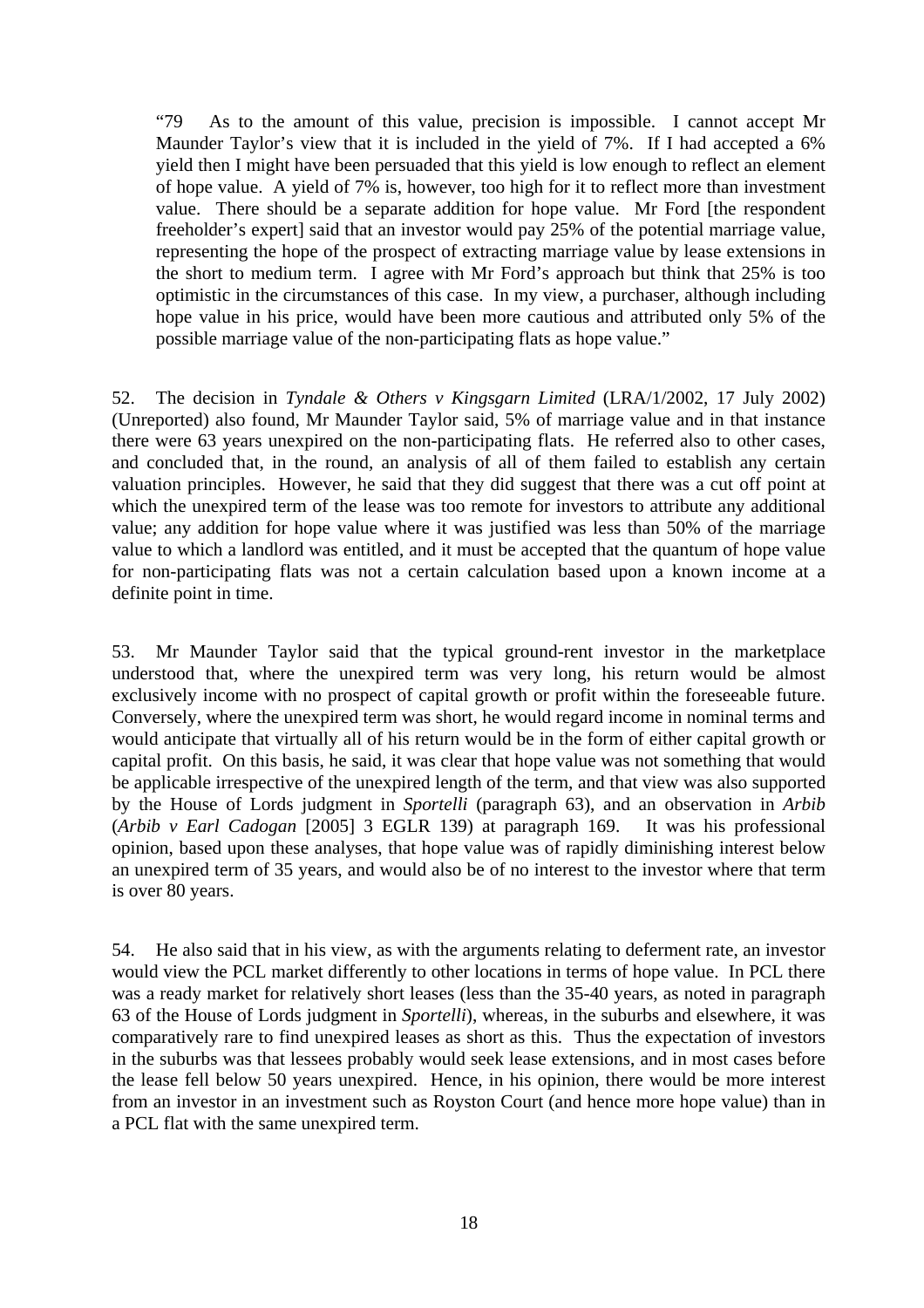> “79 As to the amount of this value, precision is impossible. I cannot accept Mr Maunder Taylor’s view that it is included in the yield of 7%. If I had accepted a 6% yield then I might have been persuaded that this yield is low enough to reflect an element of hope value. A yield of 7% is, however, too high for it to reflect more than investment value. There should be a separate addition for hope value. Mr Ford [the respondent freeholder’s expert] said that an investor would pay 25% of the potential marriage value, representing the hope of the prospect of extracting marriage value by lease extensions in the short to medium term. I agree with Mr Ford’s approach but think that 25% is too optimistic in the circumstances of this case. In my view, a purchaser, although including hope value in his price, would have been more cautious and attributed only 5% of the possible marriage value of the non-participating flats as hope value.”

52. The decision in *Tyndale & Others v Kingsgarn Limited* (LRA/1/2002, 17 July 2002) (Unreported) also found, Mr Maunder Taylor said, 5% of marriage value and in that instance there were 63 years unexpired on the non-participating flats. He referred also to other cases, and concluded that, in the round, an analysis of all of them failed to establish any certain valuation principles. However, he said that they did suggest that there was a cut off point at which the unexpired term of the lease was too remote for investors to attribute any additional value; any addition for hope value where it was justified was less than 50% of the marriage value to which a landlord was entitled, and it must be accepted that the quantum of hope value for non-participating flats was not a certain calculation based upon a known income at a definite point in time.

53. Mr Maunder Taylor said that the typical ground-rent investor in the marketplace understood that, where the unexpired term was very long, his return would be almost exclusively income with no prospect of capital growth or profit within the foreseeable future. Conversely, where the unexpired term was short, he would regard income in nominal terms and would anticipate that virtually all of his return would be in the form of either capital growth or capital profit. On this basis, he said, it was clear that hope value was not something that would be applicable irrespective of the unexpired length of the term, and that view was also supported by the House of Lords judgment in *Sportelli* (paragraph 63), and an observation in *Arbib* (*Arbib v Earl Cadogan* [2005] 3 EGLR 139) at paragraph 169. It was his professional opinion, based upon these analyses, that hope value was of rapidly diminishing interest below an unexpired term of 35 years, and would also be of no interest to the investor where that term is over 80 years.

54. He also said that in his view, as with the arguments relating to deferment rate, an investor would view the PCL market differently to other locations in terms of hope value. In PCL there was a ready market for relatively short leases (less than the 35-40 years, as noted in paragraph 63 of the House of Lords judgment in *Sportelli*), whereas, in the suburbs and elsewhere, it was comparatively rare to find unexpired leases as short as this. Thus the expectation of investors in the suburbs was that lessees probably would seek lease extensions, and in most cases before the lease fell below 50 years unexpired. Hence, in his opinion, there would be more interest from an investor in an investment such as Royston Court (and hence more hope value) than in a PCL flat with the same unexpired term.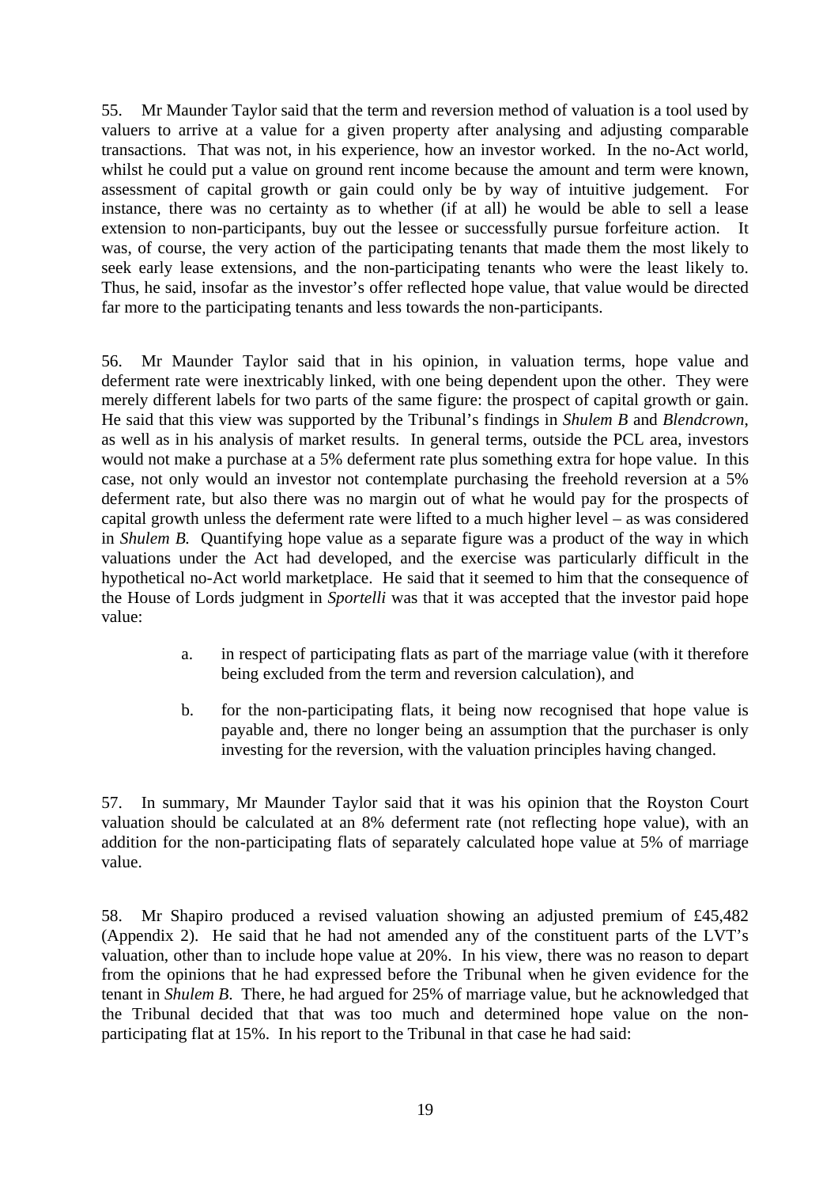55. Mr Maunder Taylor said that the term and reversion method of valuation is a tool used by valuers to arrive at a value for a given property after analysing and adjusting comparable transactions. That was not, in his experience, how an investor worked. In the no-Act world, whilst he could put a value on ground rent income because the amount and term were known, assessment of capital growth or gain could only be by way of intuitive judgement. For instance, there was no certainty as to whether (if at all) he would be able to sell a lease extension to non-participants, buy out the lessee or successfully pursue forfeiture action. It was, of course, the very action of the participating tenants that made them the most likely to seek early lease extensions, and the non-participating tenants who were the least likely to. Thus, he said, insofar as the investor's offer reflected hope value, that value would be directed far more to the participating tenants and less towards the non-participants.

56. Mr Maunder Taylor said that in his opinion, in valuation terms, hope value and deferment rate were inextricably linked, with one being dependent upon the other. They were merely different labels for two parts of the same figure: the prospect of capital growth or gain. He said that this view was supported by the Tribunal's findings in *Shulem B* and *Blendcrown*, as well as in his analysis of market results. In general terms, outside the PCL area, investors would not make a purchase at a 5% deferment rate plus something extra for hope value. In this case, not only would an investor not contemplate purchasing the freehold reversion at a 5% deferment rate, but also there was no margin out of what he would pay for the prospects of capital growth unless the deferment rate were lifted to a much higher level – as was considered in *Shulem B.* Quantifying hope value as a separate figure was a product of the way in which valuations under the Act had developed, and the exercise was particularly difficult in the hypothetical no-Act world marketplace. He said that it seemed to him that the consequence of the House of Lords judgment in *Sportelli* was that it was accepted that the investor paid hope value:

> a. in respect of participating flats as part of the marriage value (with it therefore being excluded from the term and reversion calculation), and
>
> b. for the non-participating flats, it being now recognised that hope value is payable and, there no longer being an assumption that the purchaser is only investing for the reversion, with the valuation principles having changed.

57. In summary, Mr Maunder Taylor said that it was his opinion that the Royston Court valuation should be calculated at an 8% deferment rate (not reflecting hope value), with an addition for the non-participating flats of separately calculated hope value at 5% of marriage value.

58. Mr Shapiro produced a revised valuation showing an adjusted premium of £45,482 (Appendix 2). He said that he had not amended any of the constituent parts of the LVT's valuation, other than to include hope value at 20%. In his view, there was no reason to depart from the opinions that he had expressed before the Tribunal when he given evidence for the tenant in *Shulem B.* There, he had argued for 25% of marriage value, but he acknowledged that the Tribunal decided that that was too much and determined hope value on the non-participating flat at 15%. In his report to the Tribunal in that case he had said: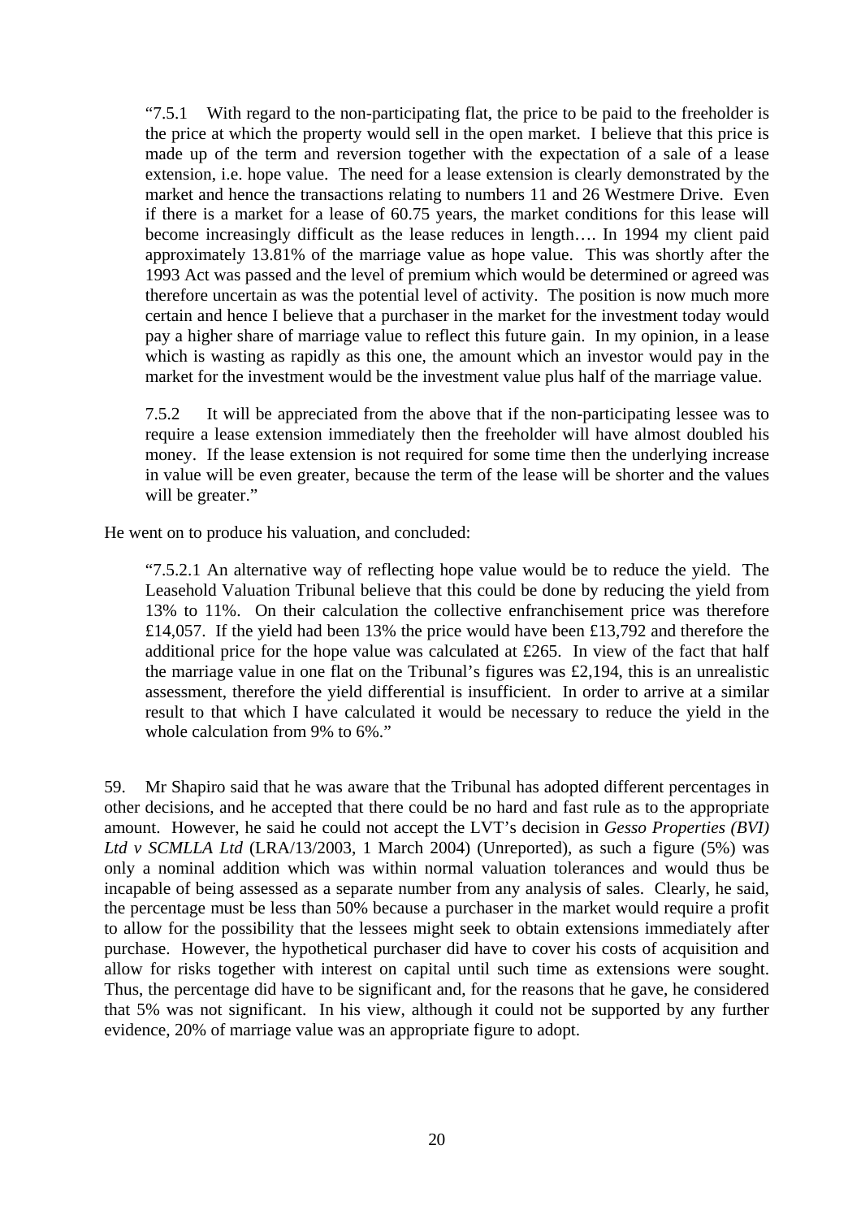> "7.5.1 With regard to the non-participating flat, the price to be paid to the freeholder is the price at which the property would sell in the open market. I believe that this price is made up of the term and reversion together with the expectation of a sale of a lease extension, i.e. hope value. The need for a lease extension is clearly demonstrated by the market and hence the transactions relating to numbers 11 and 26 Westmere Drive. Even if there is a market for a lease of 60.75 years, the market conditions for this lease will become increasingly difficult as the lease reduces in length…. In 1994 my client paid approximately 13.81% of the marriage value as hope value. This was shortly after the 1993 Act was passed and the level of premium which would be determined or agreed was therefore uncertain as was the potential level of activity. The position is now much more certain and hence I believe that a purchaser in the market for the investment today would pay a higher share of marriage value to reflect this future gain. In my opinion, in a lease which is wasting as rapidly as this one, the amount which an investor would pay in the market for the investment would be the investment value plus half of the marriage value.
>
> 7.5.2 It will be appreciated from the above that if the non-participating lessee was to require a lease extension immediately then the freeholder will have almost doubled his money. If the lease extension is not required for some time then the underlying increase in value will be even greater, because the term of the lease will be shorter and the values will be greater."

He went on to produce his valuation, and concluded:

> "7.5.2.1 An alternative way of reflecting hope value would be to reduce the yield. The Leasehold Valuation Tribunal believe that this could be done by reducing the yield from 13% to 11%. On their calculation the collective enfranchisement price was therefore £14,057. If the yield had been 13% the price would have been £13,792 and therefore the additional price for the hope value was calculated at £265. In view of the fact that half the marriage value in one flat on the Tribunal's figures was £2,194, this is an unrealistic assessment, therefore the yield differential is insufficient. In order to arrive at a similar result to that which I have calculated it would be necessary to reduce the yield in the whole calculation from 9% to 6%."

59. Mr Shapiro said that he was aware that the Tribunal has adopted different percentages in other decisions, and he accepted that there could be no hard and fast rule as to the appropriate amount. However, he said he could not accept the LVT's decision in *Gesso Properties (BVI) Ltd v SCMLLA Ltd* (LRA/13/2003, 1 March 2004) (Unreported), as such a figure (5%) was only a nominal addition which was within normal valuation tolerances and would thus be incapable of being assessed as a separate number from any analysis of sales. Clearly, he said, the percentage must be less than 50% because a purchaser in the market would require a profit to allow for the possibility that the lessees might seek to obtain extensions immediately after purchase. However, the hypothetical purchaser did have to cover his costs of acquisition and allow for risks together with interest on capital until such time as extensions were sought. Thus, the percentage did have to be significant and, for the reasons that he gave, he considered that 5% was not significant. In his view, although it could not be supported by any further evidence, 20% of marriage value was an appropriate figure to adopt.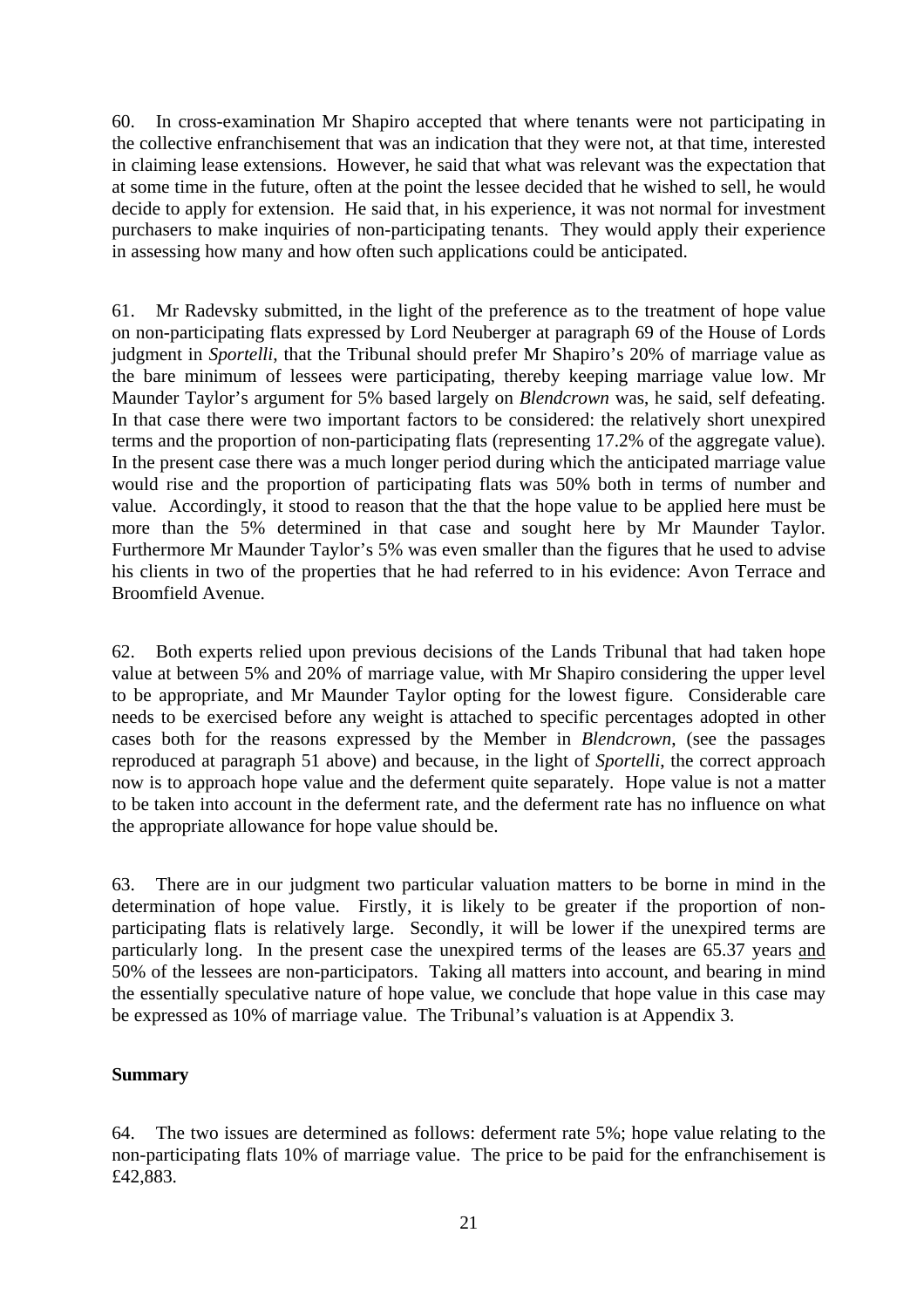60. In cross-examination Mr Shapiro accepted that where tenants were not participating in the collective enfranchisement that was an indication that they were not, at that time, interested in claiming lease extensions. However, he said that what was relevant was the expectation that at some time in the future, often at the point the lessee decided that he wished to sell, he would decide to apply for extension. He said that, in his experience, it was not normal for investment purchasers to make inquiries of non-participating tenants. They would apply their experience in assessing how many and how often such applications could be anticipated.

61. Mr Radevsky submitted, in the light of the preference as to the treatment of hope value on non-participating flats expressed by Lord Neuberger at paragraph 69 of the House of Lords judgment in *Sportelli*, that the Tribunal should prefer Mr Shapiro's 20% of marriage value as the bare minimum of lessees were participating, thereby keeping marriage value low. Mr Maunder Taylor's argument for 5% based largely on *Blendcrown* was, he said, self defeating. In that case there were two important factors to be considered: the relatively short unexpired terms and the proportion of non-participating flats (representing 17.2% of the aggregate value). In the present case there was a much longer period during which the anticipated marriage value would rise and the proportion of participating flats was 50% both in terms of number and value. Accordingly, it stood to reason that the that the hope value to be applied here must be more than the 5% determined in that case and sought here by Mr Maunder Taylor. Furthermore Mr Maunder Taylor's 5% was even smaller than the figures that he used to advise his clients in two of the properties that he had referred to in his evidence: Avon Terrace and Broomfield Avenue.

62. Both experts relied upon previous decisions of the Lands Tribunal that had taken hope value at between 5% and 20% of marriage value, with Mr Shapiro considering the upper level to be appropriate, and Mr Maunder Taylor opting for the lowest figure. Considerable care needs to be exercised before any weight is attached to specific percentages adopted in other cases both for the reasons expressed by the Member in *Blendcrown*, (see the passages reproduced at paragraph 51 above) and because, in the light of *Sportelli*, the correct approach now is to approach hope value and the deferment quite separately. Hope value is not a matter to be taken into account in the deferment rate, and the deferment rate has no influence on what the appropriate allowance for hope value should be.

63. There are in our judgment two particular valuation matters to be borne in mind in the determination of hope value. Firstly, it is likely to be greater if the proportion of non-participating flats is relatively large. Secondly, it will be lower if the unexpired terms are particularly long. In the present case the unexpired terms of the leases are 65.37 years <u>and</u> 50% of the lessees are non-participators. Taking all matters into account, and bearing in mind the essentially speculative nature of hope value, we conclude that hope value in this case may be expressed as 10% of marriage value. The Tribunal's valuation is at Appendix 3.

**Summary**

64. The two issues are determined as follows: deferment rate 5%; hope value relating to the non-participating flats 10% of marriage value. The price to be paid for the enfranchisement is £42,883.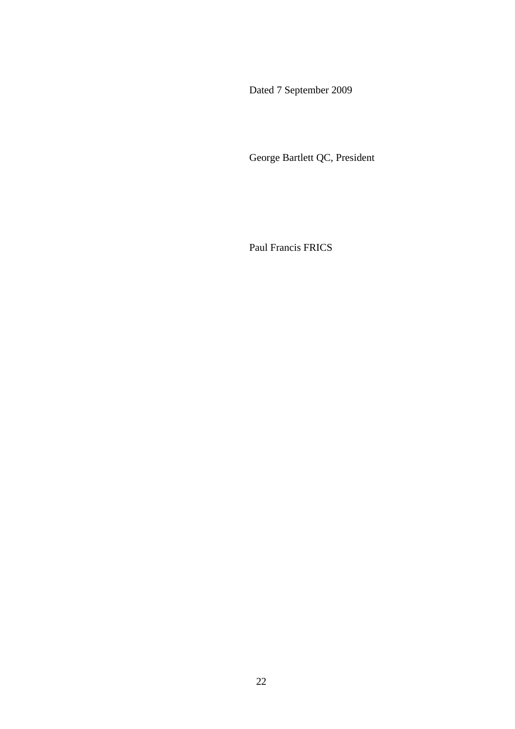Dated 7 September 2009

George Bartlett QC, President

Paul Francis FRICS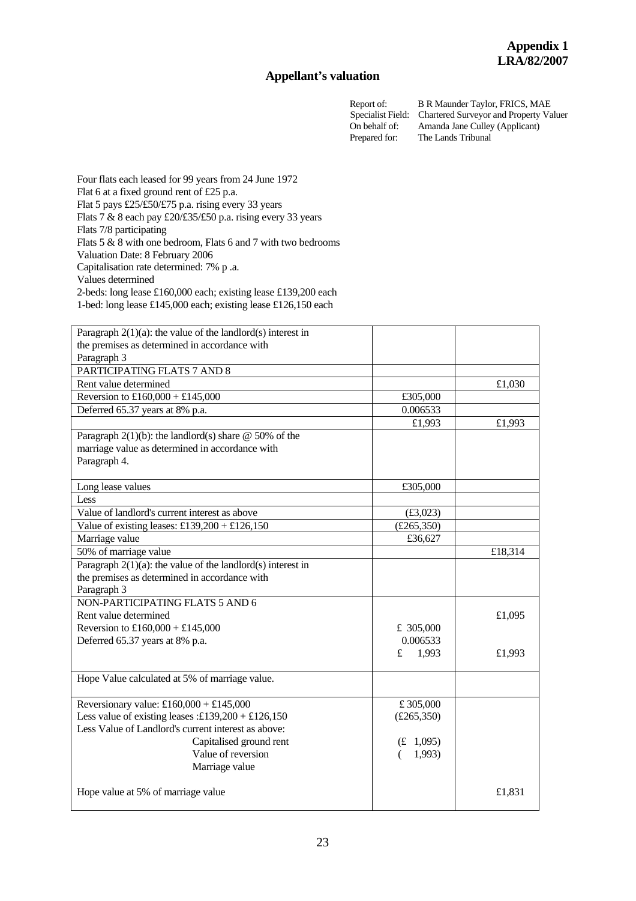**Appendix 1**
**LRA/82/2007**

## Appellant's valuation

Report of: B R Maunder Taylor, FRICS, MAE
Specialist Field: Chartered Surveyor and Property Valuer
On behalf of: Amanda Jane Culley (Applicant)
Prepared for: The Lands Tribunal

Four flats each leased for 99 years from 24 June 1972
Flat 6 at a fixed ground rent of £25 p.a.
Flat 5 pays £25/£50/£75 p.a. rising every 33 years
Flats 7 & 8 each pay £20/£35/£50 p.a. rising every 33 years
Flats 7/8 participating
Flats 5 & 8 with one bedroom, Flats 6 and 7 with two bedrooms
Valuation Date: 8 February 2006
Capitalisation rate determined: 7% p .a.
Values determined
2-beds: long lease £160,000 each; existing lease £139,200 each
1-bed: long lease £145,000 each; existing lease £126,150 each

| | | |
|---|---|---|
| Paragraph 2(1)(a): the value of the landlord(s) interest in the premises as determined in accordance with Paragraph 3 | | |
| PARTICIPATING FLATS 7 AND 8 | | |
| Rent value determined | | £1,030 |
| Reversion to £160,000 + £145,000 | £305,000 | |
| Deferred 65.37 years at 8% p.a. | 0.006533 | |
| | £1,993 | £1,993 |
| Paragraph 2(1)(b): the landlord(s) share @ 50% of the marriage value as determined in accordance with Paragraph 4. | | |
| Long lease values | £305,000 | |
| Less | | |
| Value of landlord's current interest as above | (£3,023) | |
| Value of existing leases: £139,200 + £126,150 | (£265,350) | |
| Marriage value | £36,627 | |
| 50% of marriage value | | £18,314 |
| Paragraph 2(1)(a): the value of the landlord(s) interest in the premises as determined in accordance with Paragraph 3 | | |
| NON-PARTICIPATING FLATS 5 AND 6<br>Rent value determined<br>Reversion to £160,000 + £145,000<br>Deferred 65.37 years at 8% p.a. | <br><br>£ 305,000<br>0.006533<br>£ 1,993 | <br>£1,095<br><br><br>£1,993 |
| Hope Value calculated at 5% of marriage value. | | |
| Reversionary value: £160,000 + £145,000<br>Less value of existing leases :£139,200 + £126,150<br>Less Value of Landlord's current interest as above:<br>Capitalised ground rent<br>Value of reversion<br>Marriage value | £ 305,000<br>(£265,350)<br><br>(£ 1,095)<br>( 1,993) | |
| Hope value at 5% of marriage value | | £1,831 |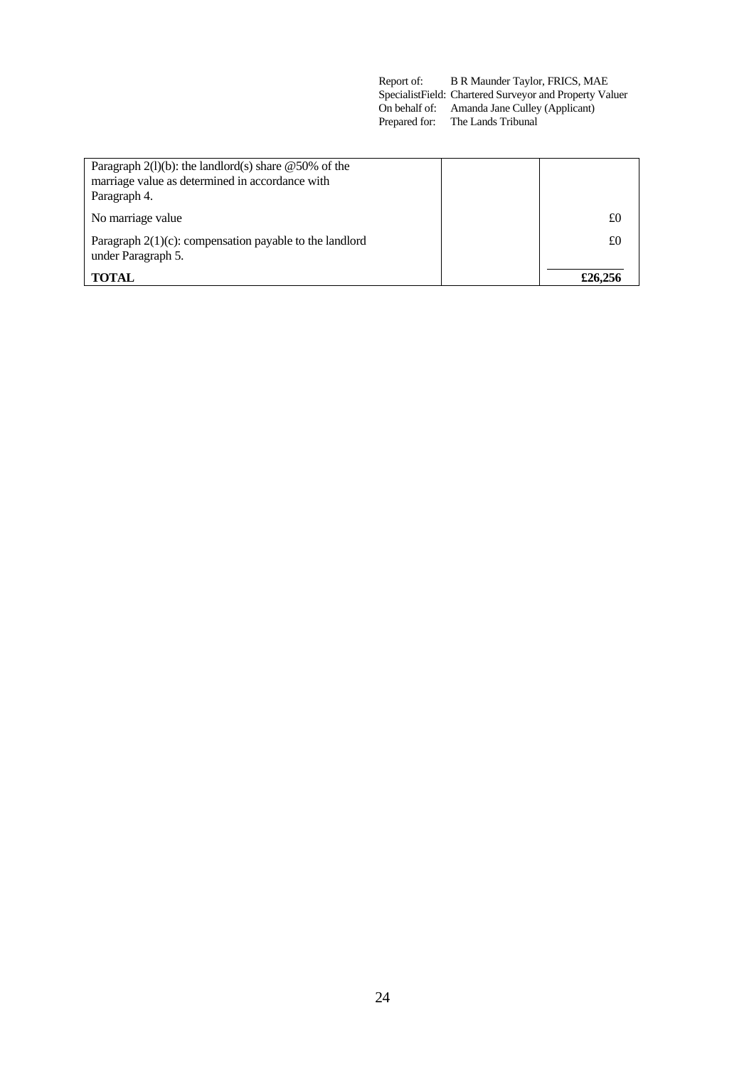| | | |
|---|---|---|
| Paragraph 2(l)(b): the landlord(s) share @50% of the marriage value as determined in accordance with Paragraph 4. | | |
| No marriage value | | £0 |
| Paragraph 2(1)(c): compensation payable to the landlord under Paragraph 5. | | £0 |
| **TOTAL** | | **£26,256** |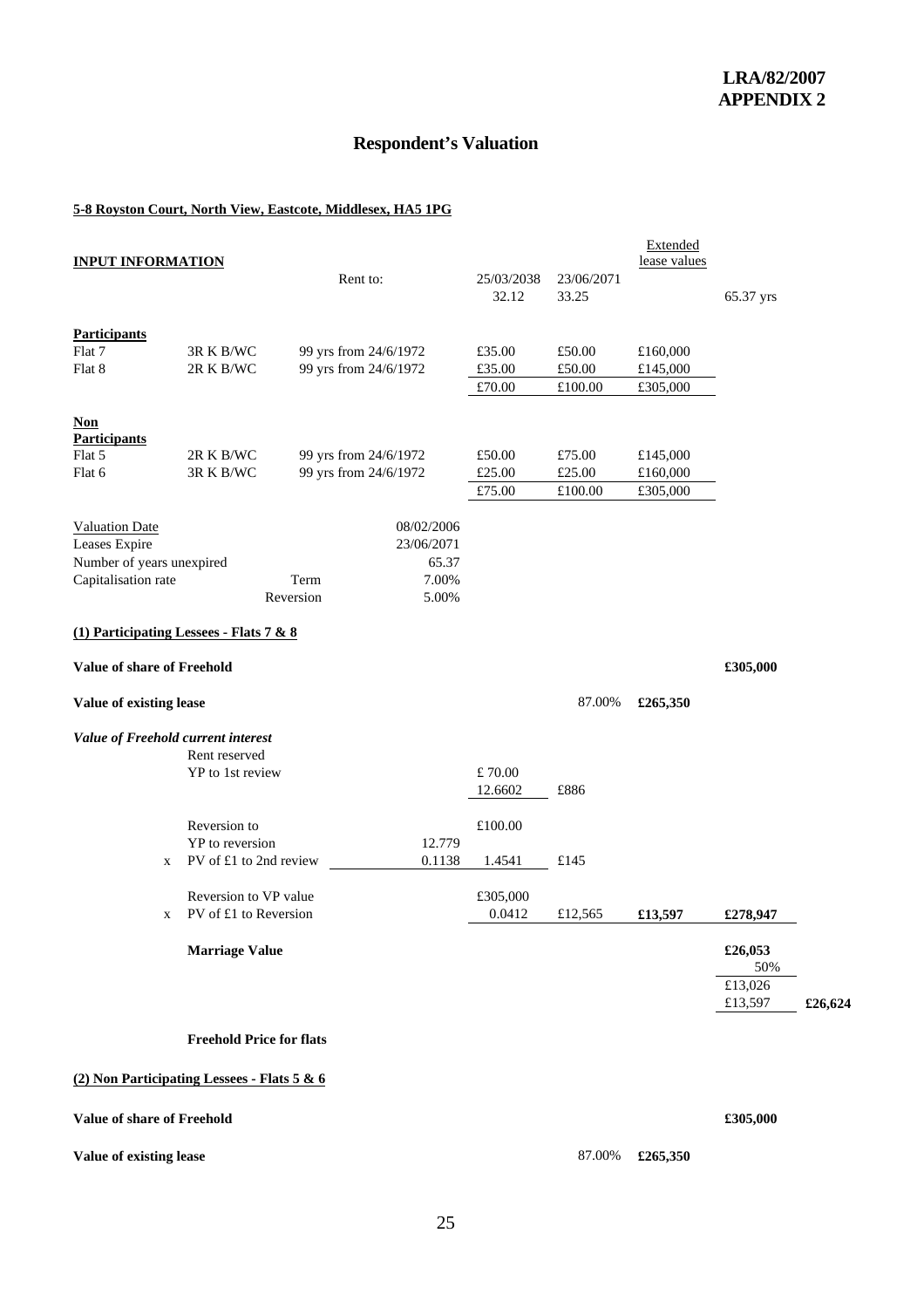**LRA/82/2007**
**APPENDIX 2**

# Respondent's Valuation

**5-8 Royston Court, North View, Eastcote, Middlesex, HA5 1PG**

| **INPUT INFORMATION** | | | | | Extended lease values | | |
|---|---|---|---|---|---|---|---|
| | | Rent to: | 25/03/2038 | 23/06/2071 | | | |
| | | | 32.12 | 33.25 | | 65.37 yrs | |
| **Participants** | | | | | | | |
| Flat 7 | 3R K B/WC | 99 yrs from 24/6/1972 | £35.00 | £50.00 | £160,000 | | |
| Flat 8 | 2R K B/WC | 99 yrs from 24/6/1972 | £35.00 | £50.00 | £145,000 | | |
| | | | £70.00 | £100.00 | £305,000 | | |
| **Non Participants** | | | | | | | |
| Flat 5 | 2R K B/WC | 99 yrs from 24/6/1972 | £50.00 | £75.00 | £145,000 | | |
| Flat 6 | 3R K B/WC | 99 yrs from 24/6/1972 | £25.00 | £25.00 | £160,000 | | |
| | | | £75.00 | £100.00 | £305,000 | | |
| Valuation Date | | 08/02/2006 | | | | | |
| Leases Expire | | 23/06/2071 | | | | | |
| Number of years unexpired | | 65.37 | | | | | |
| Capitalisation rate | Term | 7.00% | | | | | |
| | Reversion | 5.00% | | | | | |
| **(1) Participating Lessees - Flats 7 & 8** | | | | | | | |
| **Value of share of Freehold** | | | | | | **£305,000** | |
| **Value of existing lease** | | | | 87.00% | **£265,350** | | |
| ***Value of Freehold current interest*** | | | | | | | |
| | Rent reserved | | | | | | |
| | YP to 1st review | | £ 70.00 | | | | |
| | | | 12.6602 | £886 | | | |
| | Reversion to | | £100.00 | | | | |
| | YP to reversion | 12.779 | | | | | |
| x | PV of £1 to 2nd review | 0.1138 | 1.4541 | £145 | | | |
| | Reversion to VP value | | £305,000 | | | | |
| x | PV of £1 to Reversion | | 0.0412 | £12,565 | **£13,597** | **£278,947** | |
| | **Marriage Value** | | | | | **£26,053** | |
| | | | | | | 50% | |
| | | | | | | £13,026 | |
| | | | | | | £13,597 | **£26,624** |
| | **Freehold Price for flats** | | | | | | |
| **(2) Non Participating Lessees - Flats 5 & 6** | | | | | | | |
| **Value of share of Freehold** | | | | | | **£305,000** | |
| **Value of existing lease** | | | | 87.00% | **£265,350** | | |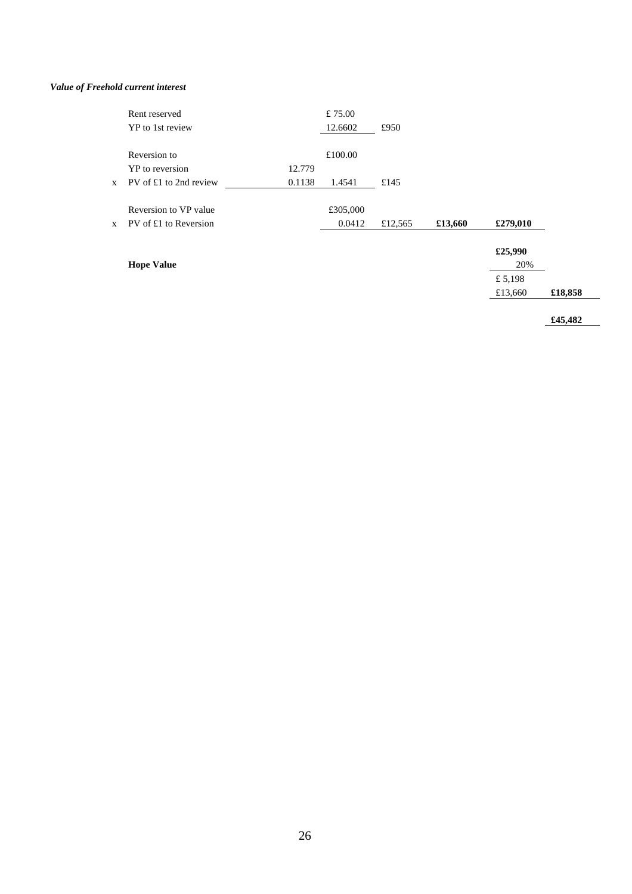***Value of Freehold current interest***

| | | | | | | | |
|---|---|---|---|---|---|---|---|
| | Rent reserved | | £ 75.00 | | | | |
| | YP to 1st review | | 12.6602 | £950 | | | |
| | | | | | | | |
| | Reversion to | | £100.00 | | | | |
| | YP to reversion | 12.779 | | | | | |
| x | PV of £1 to 2nd review | 0.1138 | 1.4541 | £145 | | | |
| | | | | | | | |
| | Reversion to VP value | | £305,000 | | | | |
| x | PV of £1 to Reversion | | 0.0412 | £12,565 | **£13,660** | **£279,010** | |
| | | | | | | | |
| | | | | | | **£25,990** | |
| | **Hope Value** | | | | | 20% | |
| | | | | | | £ 5,198 | |
| | | | | | | £13,660 | **£18,858** |
| | | | | | | | |
| | | | | | | | **£45,482** |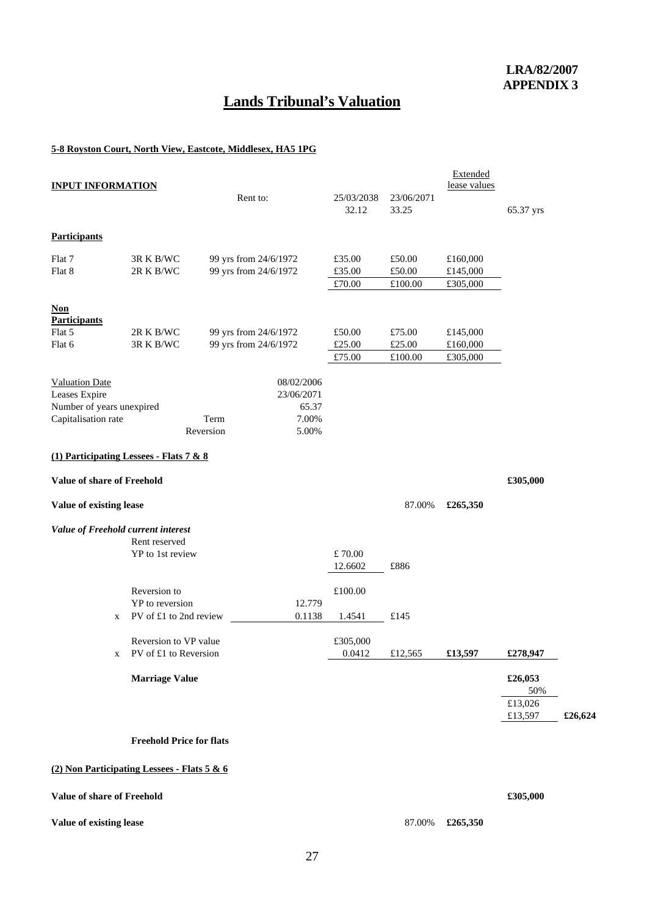**LRA/82/2007**
**APPENDIX 3**

# Lands Tribunal's Valuation

**5-8 Royston Court, North View, Eastcote, Middlesex, HA5 1PG**

| **INPUT INFORMATION** | | | | | Extended lease values | |
|---|---|---|---|---|---|---|
| | | Rent to: | 25/03/2038 | 23/06/2071 | | |
| | | | 32.12 | 33.25 | | 65.37 yrs |
| **Participants** | | | | | | |
| Flat 7 | 3R K B/WC | 99 yrs from 24/6/1972 | £35.00 | £50.00 | £160,000 | |
| Flat 8 | 2R K B/WC | 99 yrs from 24/6/1972 | £35.00 | £50.00 | £145,000 | |
| | | | £70.00 | £100.00 | £305,000 | |
| **Non Participants** | | | | | | |
| Flat 5 | 2R K B/WC | 99 yrs from 24/6/1972 | £50.00 | £75.00 | £145,000 | |
| Flat 6 | 3R K B/WC | 99 yrs from 24/6/1972 | £25.00 | £25.00 | £160,000 | |
| | | | £75.00 | £100.00 | £305,000 | |

| | | |
|---|---|---|
| Valuation Date | | 08/02/2006 |
| Leases Expire | | 23/06/2071 |
| Number of years unexpired | | 65.37 |
| Capitalisation rate | Term | 7.00% |
| | Reversion | 5.00% |

**(1) Participating Lessees - Flats 7 & 8**

| | | | | | | | |
|---|---|---|---|---|---|---|---|
| **Value of share of Freehold** | | | | | | **£305,000** | |
| **Value of existing lease** | | | | 87.00% | **£265,350** | | |
| ***Value of Freehold current interest*** | | | | | | | |
| | Rent reserved | | | | | | |
| | YP to 1st review | | £ 70.00 | | | | |
| | | | 12.6602 | £886 | | | |
| | Reversion to | | £100.00 | | | | |
| | YP to reversion | 12.779 | | | | | |
| x | PV of £1 to 2nd review | 0.1138 | 1.4541 | £145 | | | |
| | Reversion to VP value | | £305,000 | | | | |
| x | PV of £1 to Reversion | | 0.0412 | £12,565 | **£13,597** | **£278,947** | |
| | **Marriage Value** | | | | | **£26,053** | |
| | | | | | | 50% | |
| | | | | | | £13,026 | |
| | | | | | | £13,597 | **£26,624** |
| | **Freehold Price for flats** | | | | | | |

**(2) Non Participating Lessees - Flats 5 & 6**

| | | | |
|---|---|---|---|
| **Value of share of Freehold** | | | **£305,000** |
| **Value of existing lease** | 87.00% | **£265,350** | |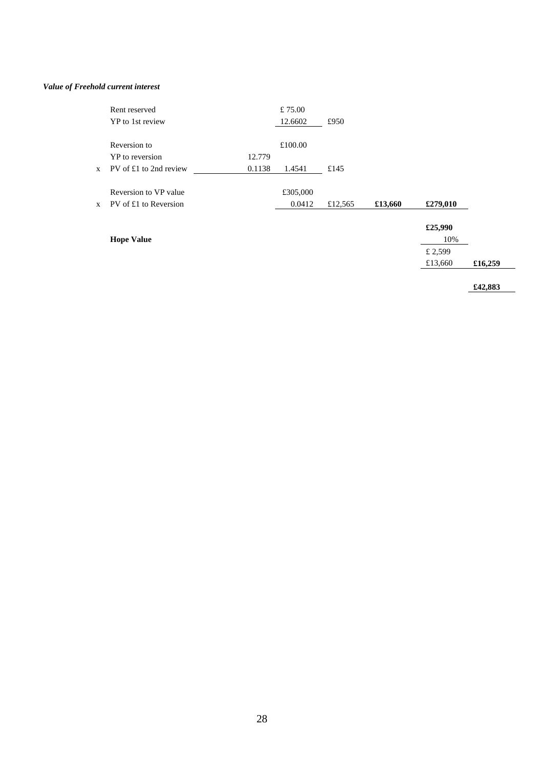***Value of Freehold current interest***

| | | | | | | | |
|---|---|---|---|---|---|---|---|
| | Rent reserved | | £ 75.00 | | | | |
| | YP to 1st review | | 12.6602 | £950 | | | |
| | | | | | | | |
| | Reversion to | | £100.00 | | | | |
| | YP to reversion | 12.779 | | | | | |
| x | PV of £1 to 2nd review | 0.1138 | 1.4541 | £145 | | | |
| | | | | | | | |
| | Reversion to VP value | | £305,000 | | | | |
| x | PV of £1 to Reversion | | 0.0412 | £12,565 | **£13,660** | **£279,010** | |
| | | | | | | | |
| | | | | | | **£25,990** | |
| | **Hope Value** | | | | | 10% | |
| | | | | | | £ 2,599 | |
| | | | | | | £13,660 | **£16,259** |
| | | | | | | | |
| | | | | | | | **£42,883** |